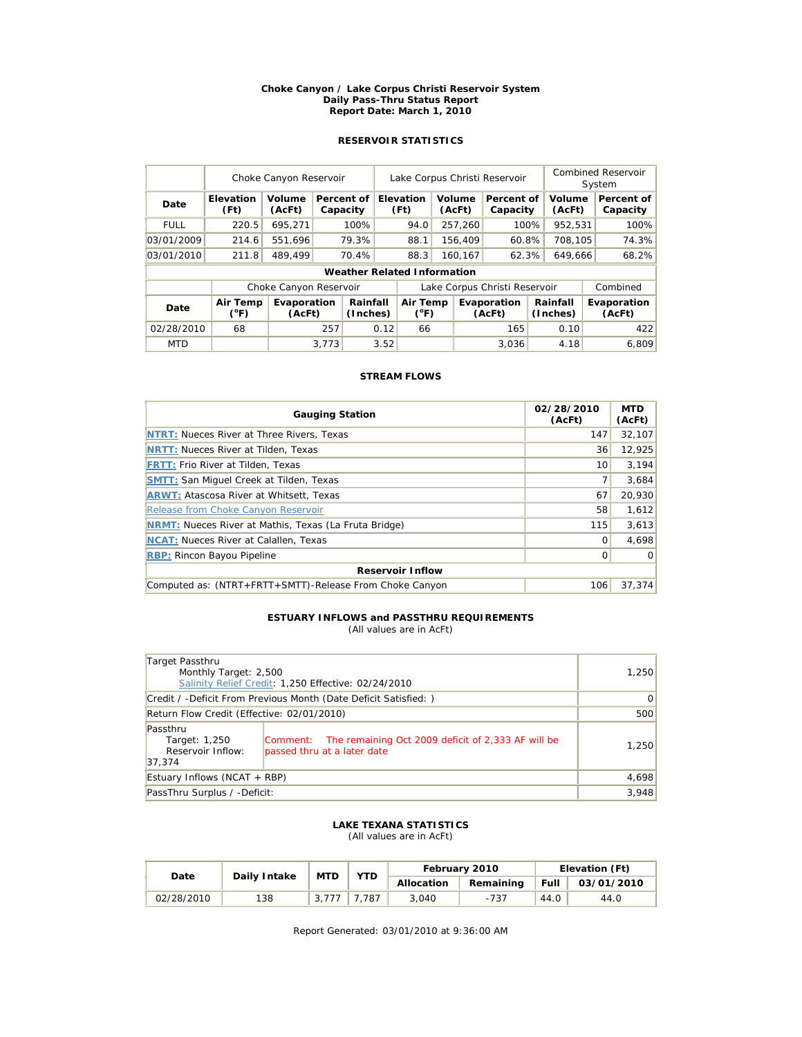**Choke Canyon / Lake Corpus Christi Reservoir System**
**Daily Pass-Thru Status Report**
**Report Date: March 1, 2010**

**RESERVOIR STATISTICS**

| | Choke Canyon Reservoir | | | Lake Corpus Christi Reservoir | | | Combined Reservoir System | |
|---|---|---|---|---|---|---|---|---|
| **Date** | **Elevation (Ft)** | **Volume (AcFt)** | **Percent of Capacity** | **Elevation (Ft)** | **Volume (AcFt)** | **Percent of Capacity** | **Volume (AcFt)** | **Percent of Capacity** |
| FULL | 220.5 | 695,271 | 100% | 94.0 | 257,260 | 100% | 952,531 | 100% |
| 03/01/2009 | 214.6 | 551,696 | 79.3% | 88.1 | 156,409 | 60.8% | 708,105 | 74.3% |
| 03/01/2010 | 211.8 | 489,499 | 70.4% | 88.3 | 160,167 | 62.3% | 649,666 | 68.2% |

**Weather Related Information**

| | Choke Canyon Reservoir | | | Lake Corpus Christi Reservoir | | | Combined |
|---|---|---|---|---|---|---|---|
| **Date** | **Air Temp (°F)** | **Evaporation (AcFt)** | **Rainfall (Inches)** | **Air Temp (°F)** | **Evaporation (AcFt)** | **Rainfall (Inches)** | **Evaporation (AcFt)** |
| 02/28/2010 | 68 | 257 | 0.12 | 66 | 165 | 0.10 | 422 |
| MTD | | 3,773 | 3.52 | | 3,036 | 4.18 | 6,809 |

**STREAM FLOWS**

| Gauging Station | 02/28/2010 (AcFt) | MTD (AcFt) |
|---|---|---|
| NTRT: Nueces River at Three Rivers, Texas | 147 | 32,107 |
| NRTT: Nueces River at Tilden, Texas | 36 | 12,925 |
| FRTT: Frio River at Tilden, Texas | 10 | 3,194 |
| SMTT: San Miguel Creek at Tilden, Texas | 7 | 3,684 |
| ARWT: Atascosa River at Whitsett, Texas | 67 | 20,930 |
| Release from Choke Canyon Reservoir | 58 | 1,612 |
| NRMT: Nueces River at Mathis, Texas (La Fruta Bridge) | 115 | 3,613 |
| NCAT: Nueces River at Calallen, Texas | 0 | 4,698 |
| RBP: Rincon Bayou Pipeline | 0 | 0 |
| **Reservoir Inflow** | | |
| Computed as: (NTRT+FRTT+SMTT)-Release From Choke Canyon | 106 | 37,374 |

**ESTUARY INFLOWS and PASSTHRU REQUIREMENTS**
(All values are in AcFt)

| | | |
|---|---|---|
| Target Passthru<br>Monthly Target: 2,500<br>Salinity Relief Credit: 1,250 Effective: 02/24/2010 | | 1,250 |
| Credit / -Deficit From Previous Month (Date Deficit Satisfied: ) | | 0 |
| Return Flow Credit (Effective: 02/01/2010) | | 500 |
| Passthru<br>Target: 1,250<br>Reservoir Inflow: 37,374 | Comment: The remaining Oct 2009 deficit of 2,333 AF will be passed thru at a later date | 1,250 |
| Estuary Inflows (NCAT + RBP) | | 4,698 |
| PassThru Surplus / -Deficit: | | 3,948 |

**LAKE TEXANA STATISTICS**
(All values are in AcFt)

| Date | Daily Intake | MTD | YTD | February 2010 | | Elevation (Ft) | |
|---|---|---|---|---|---|---|---|
| | | | | **Allocation** | **Remaining** | **Full** | **03/01/2010** |
| 02/28/2010 | 138 | 3,777 | 7,787 | 3,040 | -737 | 44.0 | 44.0 |

Report Generated: 03/01/2010 at 9:36:00 AM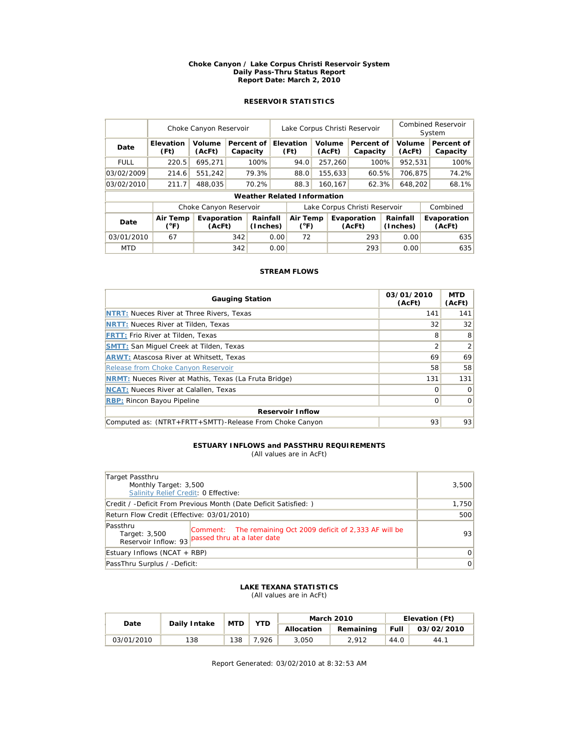**Choke Canyon / Lake Corpus Christi Reservoir System**
**Daily Pass-Thru Status Report**
**Report Date: March 2, 2010**

### RESERVOIR STATISTICS

| | Choke Canyon Reservoir | | | Lake Corpus Christi Reservoir | | | Combined Reservoir System | |
|---|---|---|---|---|---|---|---|---|
| **Date** | **Elevation (Ft)** | **Volume (AcFt)** | **Percent of Capacity** | **Elevation (Ft)** | **Volume (AcFt)** | **Percent of Capacity** | **Volume (AcFt)** | **Percent of Capacity** |
| FULL | 220.5 | 695,271 | 100% | 94.0 | 257,260 | 100% | 952,531 | 100% |
| 03/02/2009 | 214.6 | 551,242 | 79.3% | 88.0 | 155,633 | 60.5% | 706,875 | 74.2% |
| 03/02/2010 | 211.7 | 488,035 | 70.2% | 88.3 | 160,167 | 62.3% | 648,202 | 68.1% |

**Weather Related Information**

| | Choke Canyon Reservoir | | | Lake Corpus Christi Reservoir | | | Combined |
|---|---|---|---|---|---|---|---|
| **Date** | **Air Temp (°F)** | **Evaporation (AcFt)** | **Rainfall (Inches)** | **Air Temp (°F)** | **Evaporation (AcFt)** | **Rainfall (Inches)** | **Evaporation (AcFt)** |
| 03/01/2010 | 67 | 342 | 0.00 | 72 | 293 | 0.00 | 635 |
| MTD | | 342 | 0.00 | | 293 | 0.00 | 635 |

### STREAM FLOWS

| Gauging Station | 03/01/2010 (AcFt) | MTD (AcFt) |
|---|---|---|
| **NTRT:** Nueces River at Three Rivers, Texas | 141 | 141 |
| **NRTT:** Nueces River at Tilden, Texas | 32 | 32 |
| **FRTT:** Frio River at Tilden, Texas | 8 | 8 |
| **SMTT:** San Miguel Creek at Tilden, Texas | 2 | 2 |
| **ARWT:** Atascosa River at Whitsett, Texas | 69 | 69 |
| Release from Choke Canyon Reservoir | 58 | 58 |
| **NRMT:** Nueces River at Mathis, Texas (La Fruta Bridge) | 131 | 131 |
| **NCAT:** Nueces River at Calallen, Texas | 0 | 0 |
| **RBP:** Rincon Bayou Pipeline | 0 | 0 |
| **Reservoir Inflow** | | |
| Computed as: (NTRT+FRTT+SMTT)-Release From Choke Canyon | 93 | 93 |

### ESTUARY INFLOWS and PASSTHRU REQUIREMENTS

(All values are in AcFt)

| | | |
|---|---|---|
| Target Passthru<br>Monthly Target: 3,500<br>Salinity Relief Credit: 0 Effective: | | 3,500 |
| Credit / -Deficit From Previous Month (Date Deficit Satisfied: ) | | 1,750 |
| Return Flow Credit (Effective: 03/01/2010) | | 500 |
| Passthru<br>Target: 3,500<br>Reservoir Inflow: 93 | Comment: The remaining Oct 2009 deficit of 2,333 AF will be passed thru at a later date | 93 |
| Estuary Inflows (NCAT + RBP) | | 0 |
| PassThru Surplus / -Deficit: | | 0 |

### LAKE TEXANA STATISTICS

(All values are in AcFt)

| Date | Daily Intake | MTD | YTD | March 2010 | | Elevation (Ft) | |
|---|---|---|---|---|---|---|---|
| | | | | **Allocation** | **Remaining** | **Full** | **03/02/2010** |
| 03/01/2010 | 138 | 138 | 7,926 | 3,050 | 2,912 | 44.0 | 44.1 |

Report Generated: 03/02/2010 at 8:32:53 AM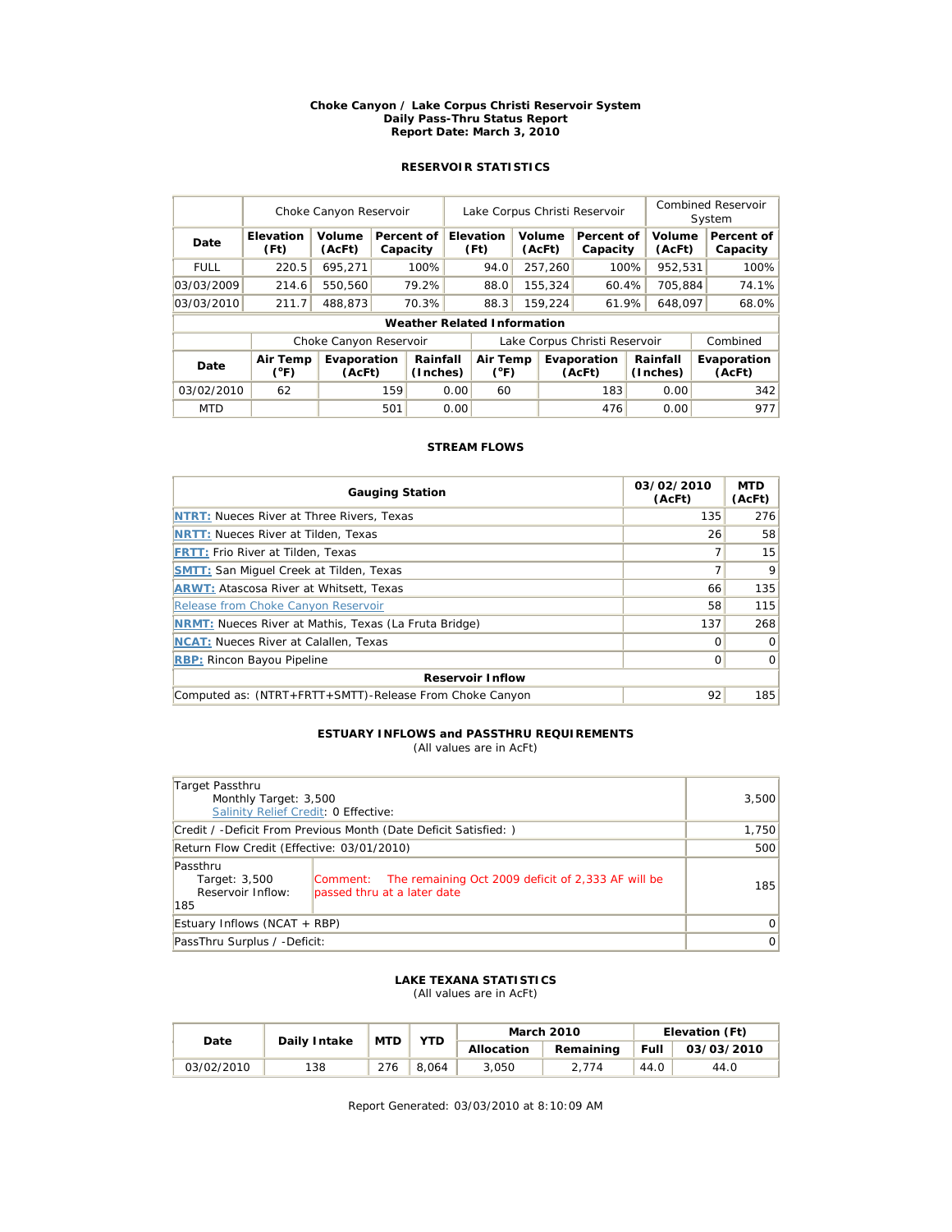**Choke Canyon / Lake Corpus Christi Reservoir System**
**Daily Pass-Thru Status Report**
**Report Date: March 3, 2010**

## RESERVOIR STATISTICS

| | Choke Canyon Reservoir | | | Lake Corpus Christi Reservoir | | | Combined Reservoir System | |
|---|---|---|---|---|---|---|---|---|
| **Date** | **Elevation (Ft)** | **Volume (AcFt)** | **Percent of Capacity** | **Elevation (Ft)** | **Volume (AcFt)** | **Percent of Capacity** | **Volume (AcFt)** | **Percent of Capacity** |
| FULL | 220.5 | 695,271 | 100% | 94.0 | 257,260 | 100% | 952,531 | 100% |
| 03/03/2009 | 214.6 | 550,560 | 79.2% | 88.0 | 155,324 | 60.4% | 705,884 | 74.1% |
| 03/03/2010 | 211.7 | 488,873 | 70.3% | 88.3 | 159,224 | 61.9% | 648,097 | 68.0% |

**Weather Related Information**

| | Choke Canyon Reservoir | | | Lake Corpus Christi Reservoir | | | Combined |
|---|---|---|---|---|---|---|---|
| **Date** | **Air Temp (°F)** | **Evaporation (AcFt)** | **Rainfall (Inches)** | **Air Temp (°F)** | **Evaporation (AcFt)** | **Rainfall (Inches)** | **Evaporation (AcFt)** |
| 03/02/2010 | 62 | 159 | 0.00 | 60 | 183 | 0.00 | 342 |
| MTD | | 501 | 0.00 | | 476 | 0.00 | 977 |

## STREAM FLOWS

| Gauging Station | 03/02/2010 (AcFt) | MTD (AcFt) |
|---|---|---|
| NTRT: Nueces River at Three Rivers, Texas | 135 | 276 |
| NRTT: Nueces River at Tilden, Texas | 26 | 58 |
| FRTT: Frio River at Tilden, Texas | 7 | 15 |
| SMTT: San Miguel Creek at Tilden, Texas | 7 | 9 |
| ARWT: Atascosa River at Whitsett, Texas | 66 | 135 |
| Release from Choke Canyon Reservoir | 58 | 115 |
| NRMT: Nueces River at Mathis, Texas (La Fruta Bridge) | 137 | 268 |
| NCAT: Nueces River at Calallen, Texas | 0 | 0 |
| RBP: Rincon Bayou Pipeline | 0 | 0 |
| **Reservoir Inflow** | | |
| Computed as: (NTRT+FRTT+SMTT)-Release From Choke Canyon | 92 | 185 |

## ESTUARY INFLOWS and PASSTHRU REQUIREMENTS

(All values are in AcFt)

| | |
|---|---|
| Target Passthru<br>Monthly Target: 3,500<br>Salinity Relief Credit: 0 Effective: | 3,500 |
| Credit / -Deficit From Previous Month (Date Deficit Satisfied: ) | 1,750 |
| Return Flow Credit (Effective: 03/01/2010) | 500 |
| Passthru<br>Target: 3,500<br>Reservoir Inflow: 185<br>Comment: The remaining Oct 2009 deficit of 2,333 AF will be passed thru at a later date | 185 |
| Estuary Inflows (NCAT + RBP) | 0 |
| PassThru Surplus / -Deficit: | 0 |

## LAKE TEXANA STATISTICS

(All values are in AcFt)

| Date | Daily Intake | MTD | YTD | March 2010 | | Elevation (Ft) | |
|---|---|---|---|---|---|---|---|
| | | | | **Allocation** | **Remaining** | **Full** | **03/03/2010** |
| 03/02/2010 | 138 | 276 | 8,064 | 3,050 | 2,774 | 44.0 | 44.0 |

Report Generated: 03/03/2010 at 8:10:09 AM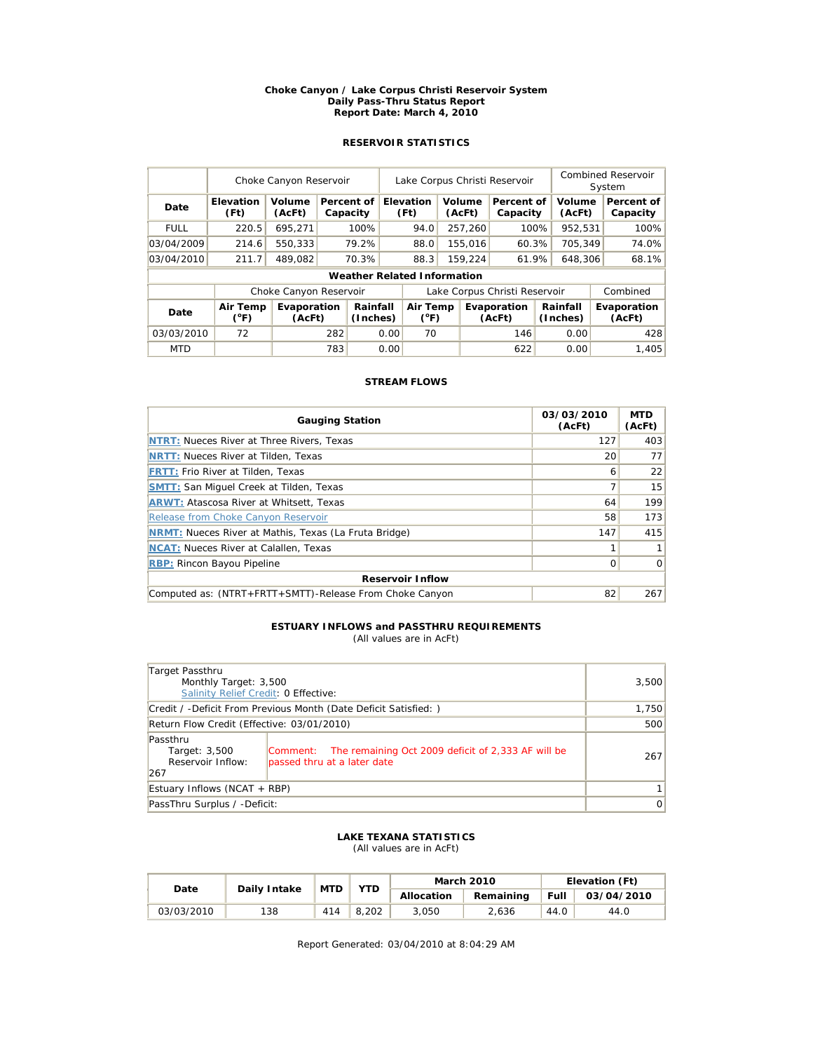# Choke Canyon / Lake Corpus Christi Reservoir System
## Daily Pass-Thru Status Report
## Report Date: March 4, 2010

### RESERVOIR STATISTICS

| | Choke Canyon Reservoir | | | Lake Corpus Christi Reservoir | | | Combined Reservoir System | |
|---|---|---|---|---|---|---|---|---|
| **Date** | **Elevation (Ft)** | **Volume (AcFt)** | **Percent of Capacity** | **Elevation (Ft)** | **Volume (AcFt)** | **Percent of Capacity** | **Volume (AcFt)** | **Percent of Capacity** |
| FULL | 220.5 | 695,271 | 100% | 94.0 | 257,260 | 100% | 952,531 | 100% |
| 03/04/2009 | 214.6 | 550,333 | 79.2% | 88.0 | 155,016 | 60.3% | 705,349 | 74.0% |
| 03/04/2010 | 211.7 | 489,082 | 70.3% | 88.3 | 159,224 | 61.9% | 648,306 | 68.1% |

**Weather Related Information**

| | Choke Canyon Reservoir | | | Lake Corpus Christi Reservoir | | | Combined |
|---|---|---|---|---|---|---|---|
| **Date** | **Air Temp (°F)** | **Evaporation (AcFt)** | **Rainfall (Inches)** | **Air Temp (°F)** | **Evaporation (AcFt)** | **Rainfall (Inches)** | **Evaporation (AcFt)** |
| 03/03/2010 | 72 | 282 | 0.00 | 70 | 146 | 0.00 | 428 |
| MTD | | 783 | 0.00 | | 622 | 0.00 | 1,405 |

### STREAM FLOWS

| Gauging Station | 03/03/2010 (AcFt) | MTD (AcFt) |
|---|---|---|
| NTRT: Nueces River at Three Rivers, Texas | 127 | 403 |
| NRTT: Nueces River at Tilden, Texas | 20 | 77 |
| FRTT: Frio River at Tilden, Texas | 6 | 22 |
| SMTT: San Miguel Creek at Tilden, Texas | 7 | 15 |
| ARWT: Atascosa River at Whitsett, Texas | 64 | 199 |
| Release from Choke Canyon Reservoir | 58 | 173 |
| NRMT: Nueces River at Mathis, Texas (La Fruta Bridge) | 147 | 415 |
| NCAT: Nueces River at Calallen, Texas | 1 | 1 |
| RBP: Rincon Bayou Pipeline | 0 | 0 |
| **Reservoir Inflow** | | |
| Computed as: (NTRT+FRTT+SMTT)-Release From Choke Canyon | 82 | 267 |

### ESTUARY INFLOWS and PASSTHRU REQUIREMENTS
(All values are in AcFt)

| | | |
|---|---|---|
| Target Passthru<br>Monthly Target: 3,500<br>Salinity Relief Credit: 0 Effective: | | 3,500 |
| Credit / -Deficit From Previous Month (Date Deficit Satisfied: ) | | 1,750 |
| Return Flow Credit (Effective: 03/01/2010) | | 500 |
| Passthru<br>Target: 3,500<br>Reservoir Inflow: 267 | Comment: The remaining Oct 2009 deficit of 2,333 AF will be passed thru at a later date | 267 |
| Estuary Inflows (NCAT + RBP) | | 1 |
| PassThru Surplus / -Deficit: | | 0 |

### LAKE TEXANA STATISTICS
(All values are in AcFt)

| Date | Daily Intake | MTD | YTD | March 2010 | | Elevation (Ft) | |
|---|---|---|---|---|---|---|---|
| | | | | **Allocation** | **Remaining** | **Full** | **03/04/2010** |
| 03/03/2010 | 138 | 414 | 8,202 | 3,050 | 2,636 | 44.0 | 44.0 |

Report Generated: 03/04/2010 at 8:04:29 AM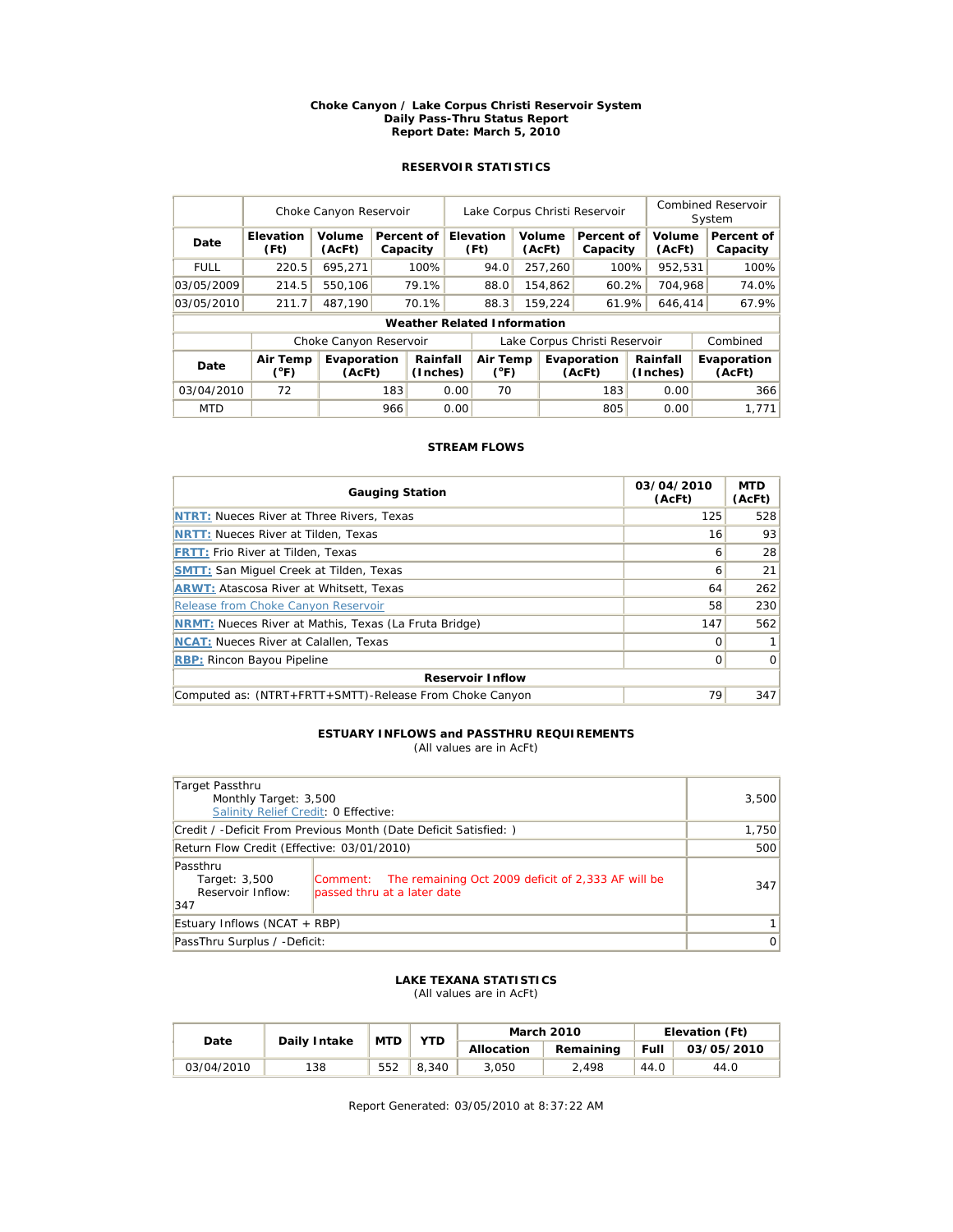# Choke Canyon / Lake Corpus Christi Reservoir System
## Daily Pass-Thru Status Report
## Report Date: March 5, 2010

### RESERVOIR STATISTICS

| Date | Choke Canyon Reservoir | | | Lake Corpus Christi Reservoir | | | Combined Reservoir System | |
|---|---|---|---|---|---|---|---|---|
| | Elevation (Ft) | Volume (AcFt) | Percent of Capacity | Elevation (Ft) | Volume (AcFt) | Percent of Capacity | Volume (AcFt) | Percent of Capacity |
| FULL | 220.5 | 695,271 | 100% | 94.0 | 257,260 | 100% | 952,531 | 100% |
| 03/05/2009 | 214.5 | 550,106 | 79.1% | 88.0 | 154,862 | 60.2% | 704,968 | 74.0% |
| 03/05/2010 | 211.7 | 487,190 | 70.1% | 88.3 | 159,224 | 61.9% | 646,414 | 67.9% |

**Weather Related Information**

| Date | Choke Canyon Reservoir | | | Lake Corpus Christi Reservoir | | | Combined |
|---|---|---|---|---|---|---|---|
| | Air Temp (°F) | Evaporation (AcFt) | Rainfall (Inches) | Air Temp (°F) | Evaporation (AcFt) | Rainfall (Inches) | Evaporation (AcFt) |
| 03/04/2010 | 72 | 183 | 0.00 | 70 | 183 | 0.00 | 366 |
| MTD | | 966 | 0.00 | | 805 | 0.00 | 1,771 |

### STREAM FLOWS

| Gauging Station | 03/04/2010 (AcFt) | MTD (AcFt) |
|---|---|---|
| NTRT: Nueces River at Three Rivers, Texas | 125 | 528 |
| NRTT: Nueces River at Tilden, Texas | 16 | 93 |
| FRTT: Frio River at Tilden, Texas | 6 | 28 |
| SMTT: San Miguel Creek at Tilden, Texas | 6 | 21 |
| ARWT: Atascosa River at Whitsett, Texas | 64 | 262 |
| Release from Choke Canyon Reservoir | 58 | 230 |
| NRMT: Nueces River at Mathis, Texas (La Fruta Bridge) | 147 | 562 |
| NCAT: Nueces River at Calallen, Texas | 0 | 1 |
| RBP: Rincon Bayou Pipeline | 0 | 0 |
| **Reservoir Inflow** | | |
| Computed as: (NTRT+FRTT+SMTT)-Release From Choke Canyon | 79 | 347 |

### ESTUARY INFLOWS and PASSTHRU REQUIREMENTS
(All values are in AcFt)

| | | |
|---|---|---|
| Target Passthru<br>Monthly Target: 3,500<br>Salinity Relief Credit: 0 Effective: | | 3,500 |
| Credit / -Deficit From Previous Month (Date Deficit Satisfied: ) | | 1,750 |
| Return Flow Credit (Effective: 03/01/2010) | | 500 |
| Passthru<br>Target: 3,500<br>Reservoir Inflow: 347 | Comment: The remaining Oct 2009 deficit of 2,333 AF will be passed thru at a later date | 347 |
| Estuary Inflows (NCAT + RBP) | | 1 |
| PassThru Surplus / -Deficit: | | 0 |

### LAKE TEXANA STATISTICS
(All values are in AcFt)

| Date | Daily Intake | MTD | YTD | March 2010 | | Elevation (Ft) | |
|---|---|---|---|---|---|---|---|
| | | | | Allocation | Remaining | Full | 03/05/2010 |
| 03/04/2010 | 138 | 552 | 8,340 | 3,050 | 2,498 | 44.0 | 44.0 |

Report Generated: 03/05/2010 at 8:37:22 AM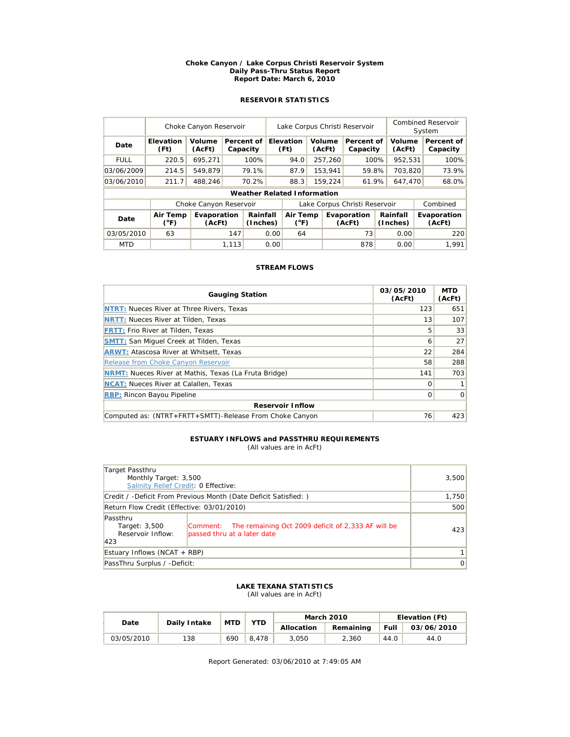**Choke Canyon / Lake Corpus Christi Reservoir System**
**Daily Pass-Thru Status Report**
**Report Date: March 6, 2010**

### RESERVOIR STATISTICS

| | Choke Canyon Reservoir | | | Lake Corpus Christi Reservoir | | | Combined Reservoir System | |
|---|---|---|---|---|---|---|---|---|
| **Date** | **Elevation (Ft)** | **Volume (AcFt)** | **Percent of Capacity** | **Elevation (Ft)** | **Volume (AcFt)** | **Percent of Capacity** | **Volume (AcFt)** | **Percent of Capacity** |
| FULL | 220.5 | 695,271 | 100% | 94.0 | 257,260 | 100% | 952,531 | 100% |
| 03/06/2009 | 214.5 | 549,879 | 79.1% | 87.9 | 153,941 | 59.8% | 703,820 | 73.9% |
| 03/06/2010 | 211.7 | 488,246 | 70.2% | 88.3 | 159,224 | 61.9% | 647,470 | 68.0% |

**Weather Related Information**

| | Choke Canyon Reservoir | | | Lake Corpus Christi Reservoir | | | Combined |
|---|---|---|---|---|---|---|---|
| **Date** | **Air Temp (°F)** | **Evaporation (AcFt)** | **Rainfall (Inches)** | **Air Temp (°F)** | **Evaporation (AcFt)** | **Rainfall (Inches)** | **Evaporation (AcFt)** |
| 03/05/2010 | 63 | 147 | 0.00 | 64 | 73 | 0.00 | 220 |
| MTD | | 1,113 | 0.00 | | 878 | 0.00 | 1,991 |

### STREAM FLOWS

| Gauging Station | 03/05/2010 (AcFt) | MTD (AcFt) |
|---|---|---|
| NTRT: Nueces River at Three Rivers, Texas | 123 | 651 |
| NRTT: Nueces River at Tilden, Texas | 13 | 107 |
| FRTT: Frio River at Tilden, Texas | 5 | 33 |
| SMTT: San Miguel Creek at Tilden, Texas | 6 | 27 |
| ARWT: Atascosa River at Whitsett, Texas | 22 | 284 |
| Release from Choke Canyon Reservoir | 58 | 288 |
| NRMT: Nueces River at Mathis, Texas (La Fruta Bridge) | 141 | 703 |
| NCAT: Nueces River at Calallen, Texas | 0 | 1 |
| RBP: Rincon Bayou Pipeline | 0 | 0 |
| **Reservoir Inflow** | | |
| Computed as: (NTRT+FRTT+SMTT)-Release From Choke Canyon | 76 | 423 |

### ESTUARY INFLOWS and PASSTHRU REQUIREMENTS

(All values are in AcFt)

| | | |
|---|---|---|
| Target Passthru<br>Monthly Target: 3,500<br>Salinity Relief Credit: 0 Effective: | | 3,500 |
| Credit / -Deficit From Previous Month (Date Deficit Satisfied: ) | | 1,750 |
| Return Flow Credit (Effective: 03/01/2010) | | 500 |
| Passthru<br>Target: 3,500<br>Reservoir Inflow: 423 | Comment: The remaining Oct 2009 deficit of 2,333 AF will be passed thru at a later date | 423 |
| Estuary Inflows (NCAT + RBP) | | 1 |
| PassThru Surplus / -Deficit: | | 0 |

### LAKE TEXANA STATISTICS

(All values are in AcFt)

| Date | Daily Intake | MTD | YTD | March 2010 | | Elevation (Ft) | |
|---|---|---|---|---|---|---|---|
| | | | | Allocation | Remaining | Full | 03/06/2010 |
| 03/05/2010 | 138 | 690 | 8,478 | 3,050 | 2,360 | 44.0 | 44.0 |

Report Generated: 03/06/2010 at 7:49:05 AM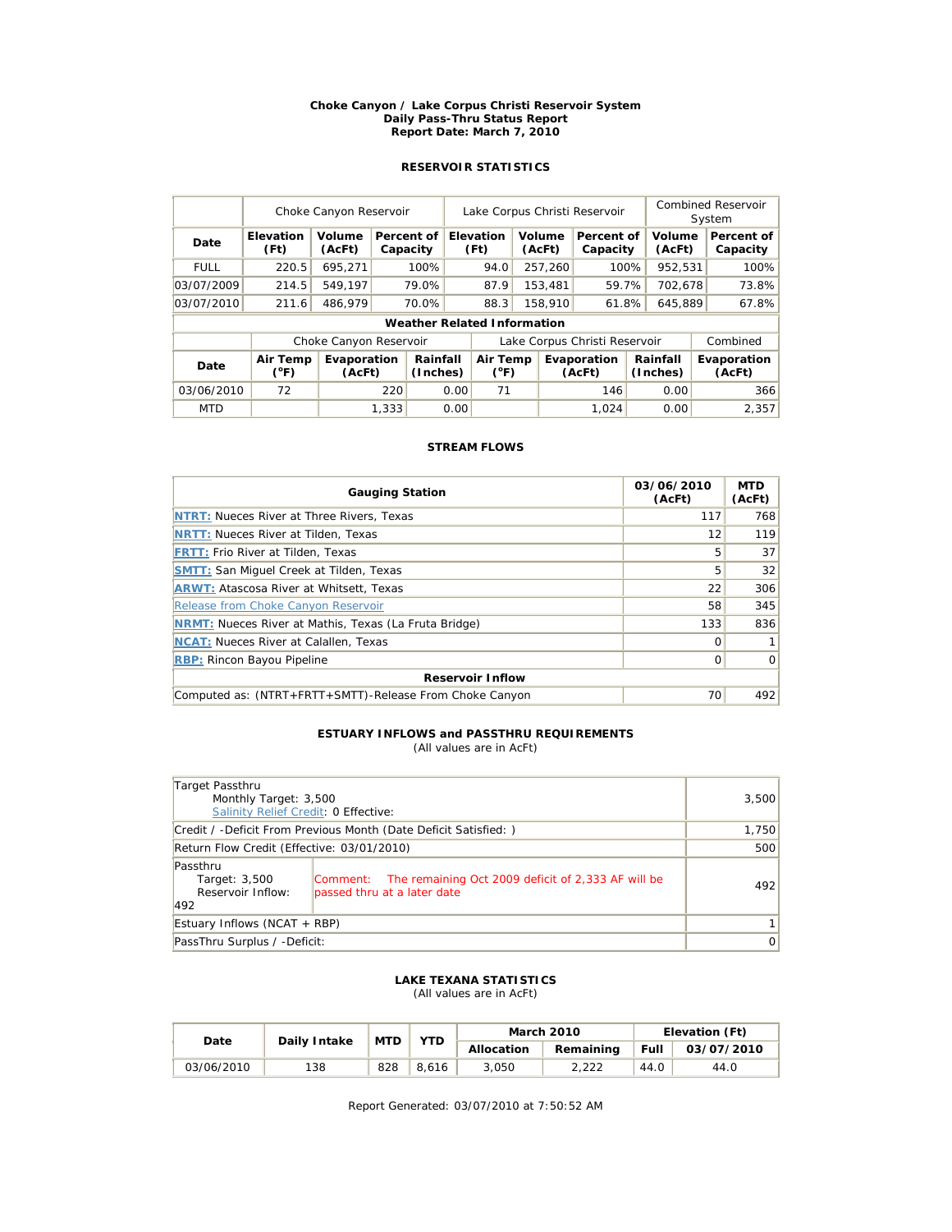**Choke Canyon / Lake Corpus Christi Reservoir System**
**Daily Pass-Thru Status Report**
**Report Date: March 7, 2010**

### RESERVOIR STATISTICS

| | Choke Canyon Reservoir | | | Lake Corpus Christi Reservoir | | | Combined Reservoir System | |
|---|---|---|---|---|---|---|---|---|
| **Date** | **Elevation (Ft)** | **Volume (AcFt)** | **Percent of Capacity** | **Elevation (Ft)** | **Volume (AcFt)** | **Percent of Capacity** | **Volume (AcFt)** | **Percent of Capacity** |
| FULL | 220.5 | 695,271 | 100% | 94.0 | 257,260 | 100% | 952,531 | 100% |
| 03/07/2009 | 214.5 | 549,197 | 79.0% | 87.9 | 153,481 | 59.7% | 702,678 | 73.8% |
| 03/07/2010 | 211.6 | 486,979 | 70.0% | 88.3 | 158,910 | 61.8% | 645,889 | 67.8% |

**Weather Related Information**

| | Choke Canyon Reservoir | | | Lake Corpus Christi Reservoir | | | Combined |
|---|---|---|---|---|---|---|---|
| **Date** | **Air Temp (°F)** | **Evaporation (AcFt)** | **Rainfall (Inches)** | **Air Temp (°F)** | **Evaporation (AcFt)** | **Rainfall (Inches)** | **Evaporation (AcFt)** |
| 03/06/2010 | 72 | 220 | 0.00 | 71 | 146 | 0.00 | 366 |
| MTD | | 1,333 | 0.00 | | 1,024 | 0.00 | 2,357 |

### STREAM FLOWS

| Gauging Station | 03/06/2010 (AcFt) | MTD (AcFt) |
|---|---|---|
| NTRT: Nueces River at Three Rivers, Texas | 117 | 768 |
| NRTT: Nueces River at Tilden, Texas | 12 | 119 |
| FRTT: Frio River at Tilden, Texas | 5 | 37 |
| SMTT: San Miguel Creek at Tilden, Texas | 5 | 32 |
| ARWT: Atascosa River at Whitsett, Texas | 22 | 306 |
| Release from Choke Canyon Reservoir | 58 | 345 |
| NRMT: Nueces River at Mathis, Texas (La Fruta Bridge) | 133 | 836 |
| NCAT: Nueces River at Calallen, Texas | 0 | 1 |
| RBP: Rincon Bayou Pipeline | 0 | 0 |
| **Reservoir Inflow** | | |
| Computed as: (NTRT+FRTT+SMTT)-Release From Choke Canyon | 70 | 492 |

### ESTUARY INFLOWS and PASSTHRU REQUIREMENTS

(All values are in AcFt)

| | | |
|---|---|---|
| Target Passthru<br>Monthly Target: 3,500<br>Salinity Relief Credit: 0 Effective: | | 3,500 |
| Credit / -Deficit From Previous Month (Date Deficit Satisfied: ) | | 1,750 |
| Return Flow Credit (Effective: 03/01/2010) | | 500 |
| Passthru<br>Target: 3,500<br>Reservoir Inflow: 492 | Comment: The remaining Oct 2009 deficit of 2,333 AF will be passed thru at a later date | 492 |
| Estuary Inflows (NCAT + RBP) | | 1 |
| PassThru Surplus / -Deficit: | | 0 |

### LAKE TEXANA STATISTICS

(All values are in AcFt)

| Date | Daily Intake | MTD | YTD | March 2010 | | Elevation (Ft) | |
|---|---|---|---|---|---|---|---|
| | | | | **Allocation** | **Remaining** | **Full** | **03/07/2010** |
| 03/06/2010 | 138 | 828 | 8,616 | 3,050 | 2,222 | 44.0 | 44.0 |

Report Generated: 03/07/2010 at 7:50:52 AM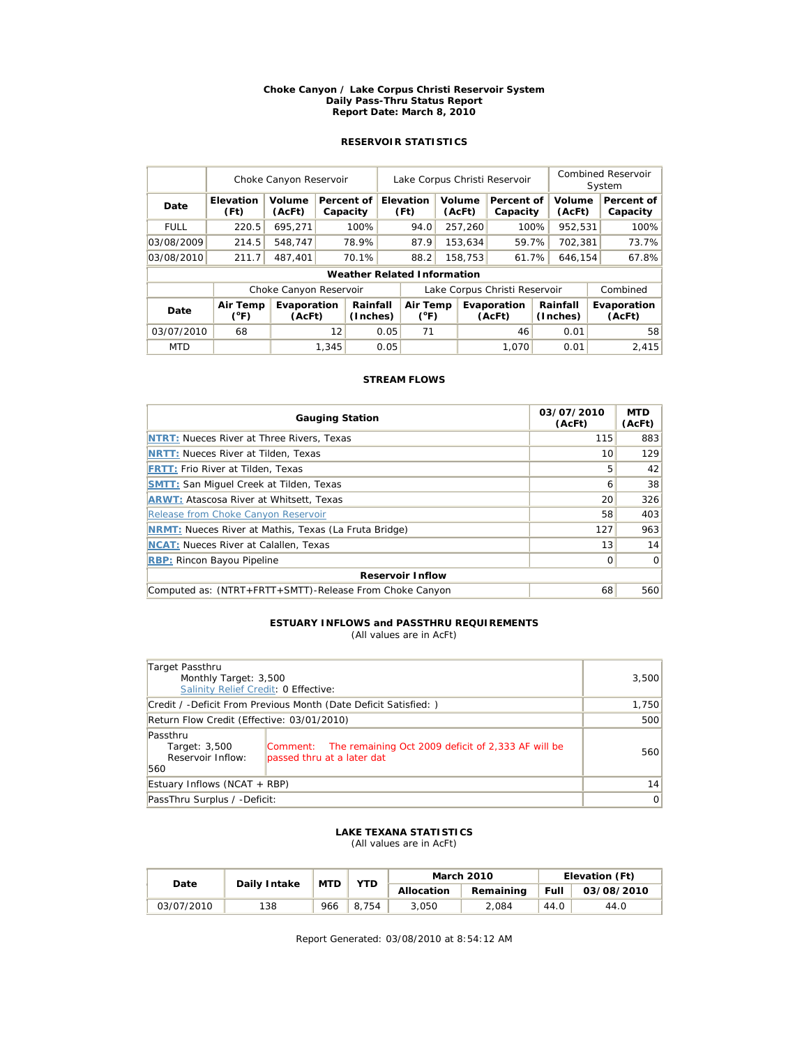**Choke Canyon / Lake Corpus Christi Reservoir System**
**Daily Pass-Thru Status Report**
**Report Date: March 8, 2010**

## RESERVOIR STATISTICS

| | Choke Canyon Reservoir | | | Lake Corpus Christi Reservoir | | | Combined Reservoir System | |
|---|---|---|---|---|---|---|---|---|
| **Date** | **Elevation (Ft)** | **Volume (AcFt)** | **Percent of Capacity** | **Elevation (Ft)** | **Volume (AcFt)** | **Percent of Capacity** | **Volume (AcFt)** | **Percent of Capacity** |
| FULL | 220.5 | 695,271 | 100% | 94.0 | 257,260 | 100% | 952,531 | 100% |
| 03/08/2009 | 214.5 | 548,747 | 78.9% | 87.9 | 153,634 | 59.7% | 702,381 | 73.7% |
| 03/08/2010 | 211.7 | 487,401 | 70.1% | 88.2 | 158,753 | 61.7% | 646,154 | 67.8% |

**Weather Related Information**

| | Choke Canyon Reservoir | | | Lake Corpus Christi Reservoir | | | Combined |
|---|---|---|---|---|---|---|---|
| **Date** | **Air Temp (°F)** | **Evaporation (AcFt)** | **Rainfall (Inches)** | **Air Temp (°F)** | **Evaporation (AcFt)** | **Rainfall (Inches)** | **Evaporation (AcFt)** |
| 03/07/2010 | 68 | 12 | 0.05 | 71 | 46 | 0.01 | 58 |
| MTD | | 1,345 | 0.05 | | 1,070 | 0.01 | 2,415 |

## STREAM FLOWS

| Gauging Station | 03/07/2010 (AcFt) | MTD (AcFt) |
|---|---|---|
| **NTRT:** Nueces River at Three Rivers, Texas | 115 | 883 |
| **NRTT:** Nueces River at Tilden, Texas | 10 | 129 |
| **FRTT:** Frio River at Tilden, Texas | 5 | 42 |
| **SMTT:** San Miguel Creek at Tilden, Texas | 6 | 38 |
| **ARWT:** Atascosa River at Whitsett, Texas | 20 | 326 |
| Release from Choke Canyon Reservoir | 58 | 403 |
| **NRMT:** Nueces River at Mathis, Texas (La Fruta Bridge) | 127 | 963 |
| **NCAT:** Nueces River at Calallen, Texas | 13 | 14 |
| **RBP:** Rincon Bayou Pipeline | 0 | 0 |
| **Reservoir Inflow** | | |
| Computed as: (NTRT+FRTT+SMTT)-Release From Choke Canyon | 68 | 560 |

## ESTUARY INFLOWS and PASSTHRU REQUIREMENTS

(All values are in AcFt)

| | | |
|---|---|---|
| Target Passthru<br>Monthly Target: 3,500<br>Salinity Relief Credit: 0 Effective: | | 3,500 |
| Credit / -Deficit From Previous Month (Date Deficit Satisfied: ) | | 1,750 |
| Return Flow Credit (Effective: 03/01/2010) | | 500 |
| Passthru<br>Target: 3,500<br>Reservoir Inflow: 560 | Comment: The remaining Oct 2009 deficit of 2,333 AF will be passed thru at a later dat | 560 |
| Estuary Inflows (NCAT + RBP) | | 14 |
| PassThru Surplus / -Deficit: | | 0 |

## LAKE TEXANA STATISTICS

(All values are in AcFt)

| Date | Daily Intake | MTD | YTD | March 2010 | | Elevation (Ft) | |
|---|---|---|---|---|---|---|---|
| | | | | **Allocation** | **Remaining** | **Full** | **03/08/2010** |
| 03/07/2010 | 138 | 966 | 8,754 | 3,050 | 2,084 | 44.0 | 44.0 |

Report Generated: 03/08/2010 at 8:54:12 AM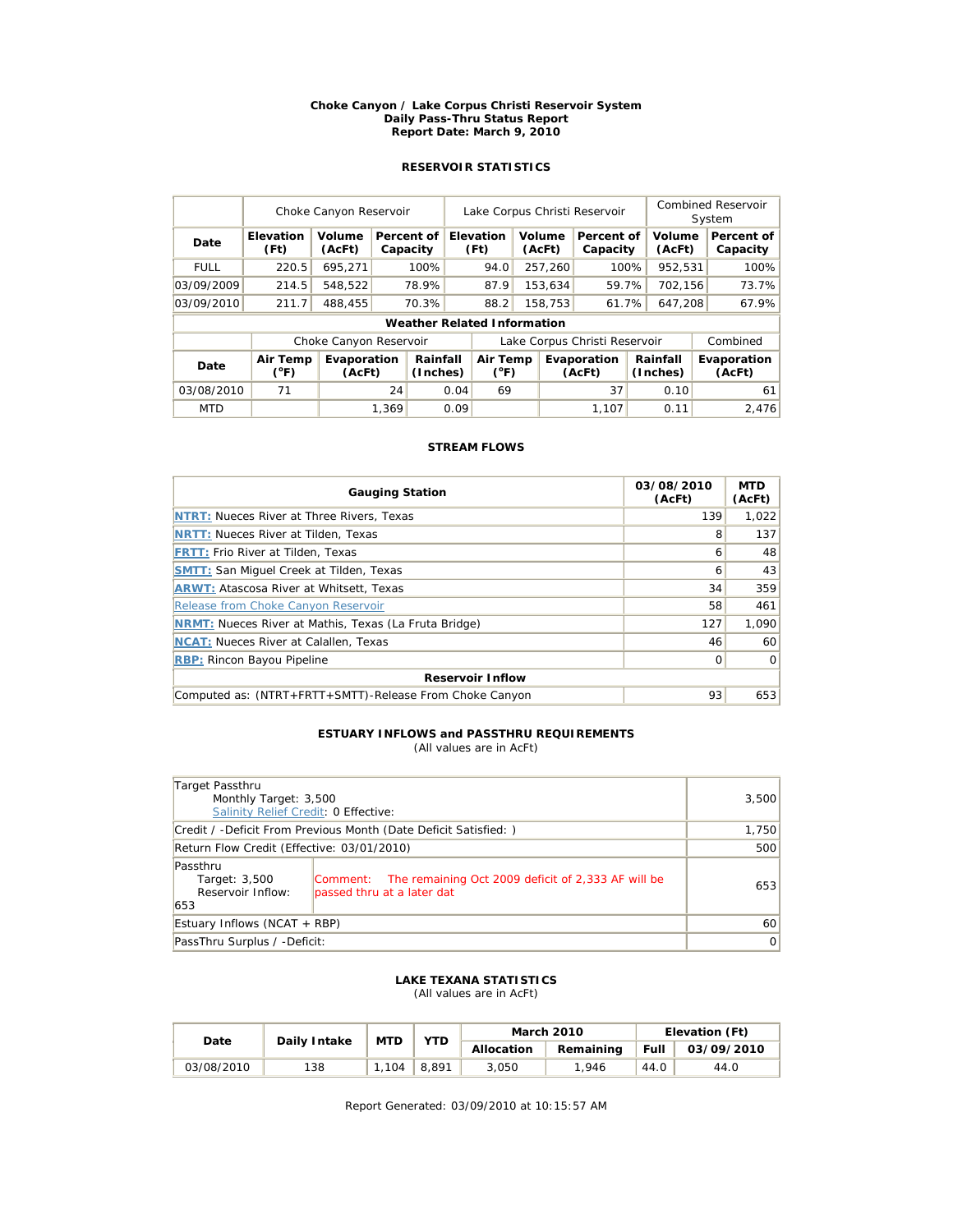**Choke Canyon / Lake Corpus Christi Reservoir System**
**Daily Pass-Thru Status Report**
**Report Date: March 9, 2010**

## RESERVOIR STATISTICS

| | Choke Canyon Reservoir | | | Lake Corpus Christi Reservoir | | | Combined Reservoir System | |
|---|---|---|---|---|---|---|---|---|
| **Date** | **Elevation (Ft)** | **Volume (AcFt)** | **Percent of Capacity** | **Elevation (Ft)** | **Volume (AcFt)** | **Percent of Capacity** | **Volume (AcFt)** | **Percent of Capacity** |
| FULL | 220.5 | 695,271 | 100% | 94.0 | 257,260 | 100% | 952,531 | 100% |
| 03/09/2009 | 214.5 | 548,522 | 78.9% | 87.9 | 153,634 | 59.7% | 702,156 | 73.7% |
| 03/09/2010 | 211.7 | 488,455 | 70.3% | 88.2 | 158,753 | 61.7% | 647,208 | 67.9% |

**Weather Related Information**

| | Choke Canyon Reservoir | | | Lake Corpus Christi Reservoir | | | Combined |
|---|---|---|---|---|---|---|---|
| **Date** | **Air Temp (°F)** | **Evaporation (AcFt)** | **Rainfall (Inches)** | **Air Temp (°F)** | **Evaporation (AcFt)** | **Rainfall (Inches)** | **Evaporation (AcFt)** |
| 03/08/2010 | 71 | 24 | 0.04 | 69 | 37 | 0.10 | 61 |
| MTD | | 1,369 | 0.09 | | 1,107 | 0.11 | 2,476 |

## STREAM FLOWS

| Gauging Station | 03/08/2010 (AcFt) | MTD (AcFt) |
|---|---|---|
| NTRT: Nueces River at Three Rivers, Texas | 139 | 1,022 |
| NRTT: Nueces River at Tilden, Texas | 8 | 137 |
| FRTT: Frio River at Tilden, Texas | 6 | 48 |
| SMTT: San Miguel Creek at Tilden, Texas | 6 | 43 |
| ARWT: Atascosa River at Whitsett, Texas | 34 | 359 |
| Release from Choke Canyon Reservoir | 58 | 461 |
| NRMT: Nueces River at Mathis, Texas (La Fruta Bridge) | 127 | 1,090 |
| NCAT: Nueces River at Calallen, Texas | 46 | 60 |
| RBP: Rincon Bayou Pipeline | 0 | 0 |
| **Reservoir Inflow** | | |
| Computed as: (NTRT+FRTT+SMTT)-Release From Choke Canyon | 93 | 653 |

## ESTUARY INFLOWS and PASSTHRU REQUIREMENTS

(All values are in AcFt)

| | | |
|---|---|---|
| Target Passthru<br>Monthly Target: 3,500<br>Salinity Relief Credit: 0 Effective: | | 3,500 |
| Credit / -Deficit From Previous Month (Date Deficit Satisfied: ) | | 1,750 |
| Return Flow Credit (Effective: 03/01/2010) | | 500 |
| Passthru<br>Target: 3,500<br>Reservoir Inflow: 653 | Comment: The remaining Oct 2009 deficit of 2,333 AF will be passed thru at a later dat | 653 |
| Estuary Inflows (NCAT + RBP) | | 60 |
| PassThru Surplus / -Deficit: | | 0 |

## LAKE TEXANA STATISTICS

(All values are in AcFt)

| Date | Daily Intake | MTD | YTD | March 2010 | | Elevation (Ft) | |
|---|---|---|---|---|---|---|---|
| | | | | **Allocation** | **Remaining** | **Full** | **03/09/2010** |
| 03/08/2010 | 138 | 1,104 | 8,891 | 3,050 | 1,946 | 44.0 | 44.0 |

Report Generated: 03/09/2010 at 10:15:57 AM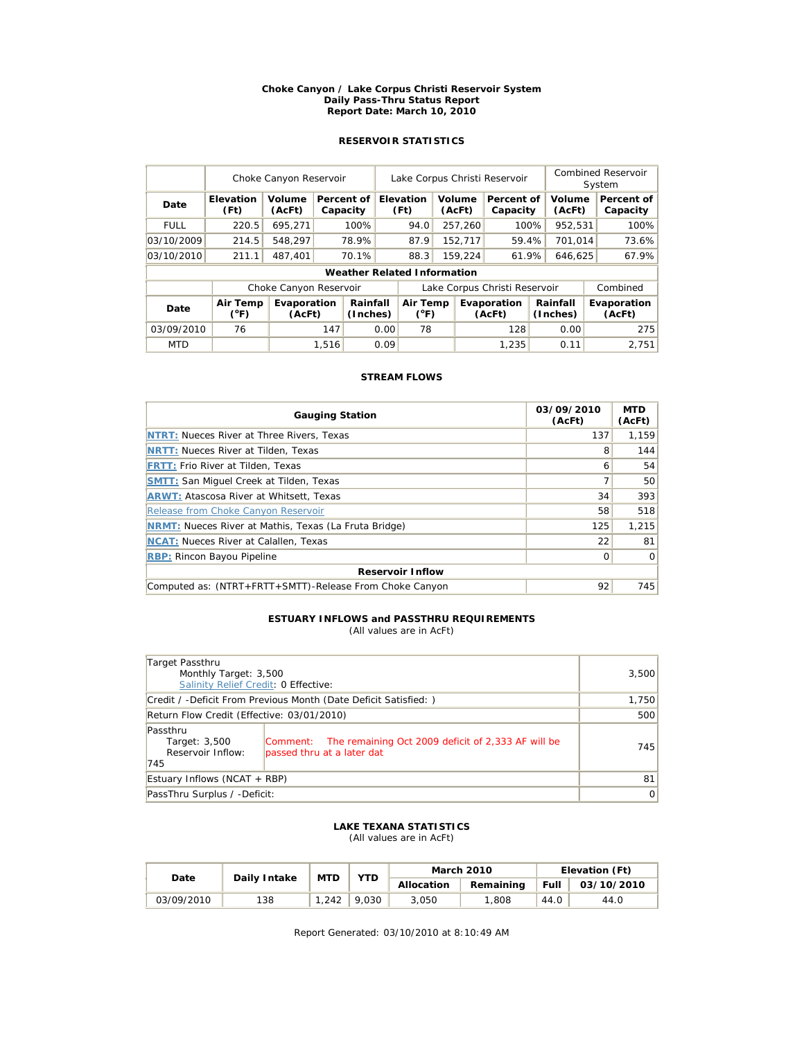**Choke Canyon / Lake Corpus Christi Reservoir System**
**Daily Pass-Thru Status Report**
**Report Date: March 10, 2010**

## RESERVOIR STATISTICS

| | Choke Canyon Reservoir | | | Lake Corpus Christi Reservoir | | | Combined Reservoir System | |
|---|---|---|---|---|---|---|---|---|
| **Date** | **Elevation (Ft)** | **Volume (AcFt)** | **Percent of Capacity** | **Elevation (Ft)** | **Volume (AcFt)** | **Percent of Capacity** | **Volume (AcFt)** | **Percent of Capacity** |
| FULL | 220.5 | 695,271 | 100% | 94.0 | 257,260 | 100% | 952,531 | 100% |
| 03/10/2009 | 214.5 | 548,297 | 78.9% | 87.9 | 152,717 | 59.4% | 701,014 | 73.6% |
| 03/10/2010 | 211.1 | 487,401 | 70.1% | 88.3 | 159,224 | 61.9% | 646,625 | 67.9% |

**Weather Related Information**

| | Choke Canyon Reservoir | | | Lake Corpus Christi Reservoir | | | Combined |
|---|---|---|---|---|---|---|---|
| **Date** | **Air Temp (°F)** | **Evaporation (AcFt)** | **Rainfall (Inches)** | **Air Temp (°F)** | **Evaporation (AcFt)** | **Rainfall (Inches)** | **Evaporation (AcFt)** |
| 03/09/2010 | 76 | 147 | 0.00 | 78 | 128 | 0.00 | 275 |
| MTD | | 1,516 | 0.09 | | 1,235 | 0.11 | 2,751 |

## STREAM FLOWS

| Gauging Station | 03/09/2010 (AcFt) | MTD (AcFt) |
|---|---|---|
| NTRT: Nueces River at Three Rivers, Texas | 137 | 1,159 |
| NRTT: Nueces River at Tilden, Texas | 8 | 144 |
| FRTT: Frio River at Tilden, Texas | 6 | 54 |
| SMTT: San Miguel Creek at Tilden, Texas | 7 | 50 |
| ARWT: Atascosa River at Whitsett, Texas | 34 | 393 |
| Release from Choke Canyon Reservoir | 58 | 518 |
| NRMT: Nueces River at Mathis, Texas (La Fruta Bridge) | 125 | 1,215 |
| NCAT: Nueces River at Calallen, Texas | 22 | 81 |
| RBP: Rincon Bayou Pipeline | 0 | 0 |
| **Reservoir Inflow** | | |
| Computed as: (NTRT+FRTT+SMTT)-Release From Choke Canyon | 92 | 745 |

## ESTUARY INFLOWS and PASSTHRU REQUIREMENTS

(All values are in AcFt)

| | | |
|---|---|---|
| Target Passthru<br>Monthly Target: 3,500<br>Salinity Relief Credit: 0 Effective: | | 3,500 |
| Credit / -Deficit From Previous Month (Date Deficit Satisfied: ) | | 1,750 |
| Return Flow Credit (Effective: 03/01/2010) | | 500 |
| Passthru<br>Target: 3,500<br>Reservoir Inflow: 745 | Comment: The remaining Oct 2009 deficit of 2,333 AF will be passed thru at a later dat | 745 |
| Estuary Inflows (NCAT + RBP) | | 81 |
| PassThru Surplus / -Deficit: | | 0 |

## LAKE TEXANA STATISTICS

(All values are in AcFt)

| Date | Daily Intake | MTD | YTD | March 2010 | | Elevation (Ft) | |
|---|---|---|---|---|---|---|---|
| | | | | **Allocation** | **Remaining** | **Full** | **03/10/2010** |
| 03/09/2010 | 138 | 1,242 | 9,030 | 3,050 | 1,808 | 44.0 | 44.0 |

Report Generated: 03/10/2010 at 8:10:49 AM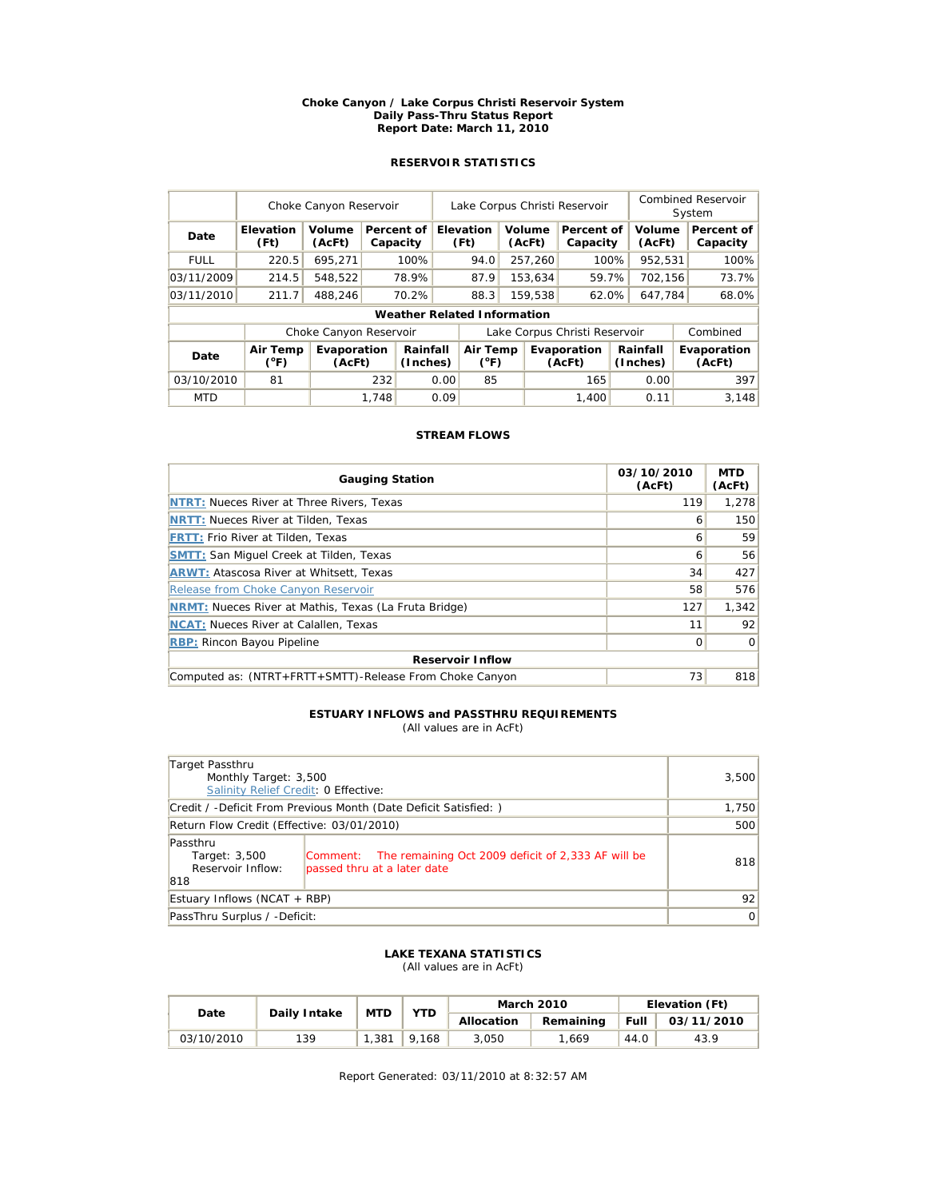**Choke Canyon / Lake Corpus Christi Reservoir System**
**Daily Pass-Thru Status Report**
**Report Date: March 11, 2010**

## RESERVOIR STATISTICS

| | Choke Canyon Reservoir | | | Lake Corpus Christi Reservoir | | | Combined Reservoir System | |
|---|---|---|---|---|---|---|---|---|
| **Date** | **Elevation (Ft)** | **Volume (AcFt)** | **Percent of Capacity** | **Elevation (Ft)** | **Volume (AcFt)** | **Percent of Capacity** | **Volume (AcFt)** | **Percent of Capacity** |
| FULL | 220.5 | 695,271 | 100% | 94.0 | 257,260 | 100% | 952,531 | 100% |
| 03/11/2009 | 214.5 | 548,522 | 78.9% | 87.9 | 153,634 | 59.7% | 702,156 | 73.7% |
| 03/11/2010 | 211.7 | 488,246 | 70.2% | 88.3 | 159,538 | 62.0% | 647,784 | 68.0% |

**Weather Related Information**

| | Choke Canyon Reservoir | | | Lake Corpus Christi Reservoir | | | Combined |
|---|---|---|---|---|---|---|---|
| **Date** | **Air Temp (°F)** | **Evaporation (AcFt)** | **Rainfall (Inches)** | **Air Temp (°F)** | **Evaporation (AcFt)** | **Rainfall (Inches)** | **Evaporation (AcFt)** |
| 03/10/2010 | 81 | 232 | 0.00 | 85 | 165 | 0.00 | 397 |
| MTD | | 1,748 | 0.09 | | 1,400 | 0.11 | 3,148 |

## STREAM FLOWS

| Gauging Station | 03/10/2010 (AcFt) | MTD (AcFt) |
|---|---|---|
| **NTRT:** Nueces River at Three Rivers, Texas | 119 | 1,278 |
| **NRTT:** Nueces River at Tilden, Texas | 6 | 150 |
| **FRTT:** Frio River at Tilden, Texas | 6 | 59 |
| **SMTT:** San Miguel Creek at Tilden, Texas | 6 | 56 |
| **ARWT:** Atascosa River at Whitsett, Texas | 34 | 427 |
| Release from Choke Canyon Reservoir | 58 | 576 |
| **NRMT:** Nueces River at Mathis, Texas (La Fruta Bridge) | 127 | 1,342 |
| **NCAT:** Nueces River at Calallen, Texas | 11 | 92 |
| **RBP:** Rincon Bayou Pipeline | 0 | 0 |
| **Reservoir Inflow** | | |
| Computed as: (NTRT+FRTT+SMTT)-Release From Choke Canyon | 73 | 818 |

## ESTUARY INFLOWS and PASSTHRU REQUIREMENTS

(All values are in AcFt)

| | | |
|---|---|---|
| Target Passthru<br>Monthly Target: 3,500<br>Salinity Relief Credit: 0 Effective: | | 3,500 |
| Credit / -Deficit From Previous Month (Date Deficit Satisfied: ) | | 1,750 |
| Return Flow Credit (Effective: 03/01/2010) | | 500 |
| Passthru<br>Target: 3,500<br>Reservoir Inflow: 818 | Comment: The remaining Oct 2009 deficit of 2,333 AF will be passed thru at a later date | 818 |
| Estuary Inflows (NCAT + RBP) | | 92 |
| PassThru Surplus / -Deficit: | | 0 |

## LAKE TEXANA STATISTICS

(All values are in AcFt)

| Date | Daily Intake | MTD | YTD | March 2010 | | Elevation (Ft) | |
|---|---|---|---|---|---|---|---|
| | | | | **Allocation** | **Remaining** | **Full** | **03/11/2010** |
| 03/10/2010 | 139 | 1,381 | 9,168 | 3,050 | 1,669 | 44.0 | 43.9 |

Report Generated: 03/11/2010 at 8:32:57 AM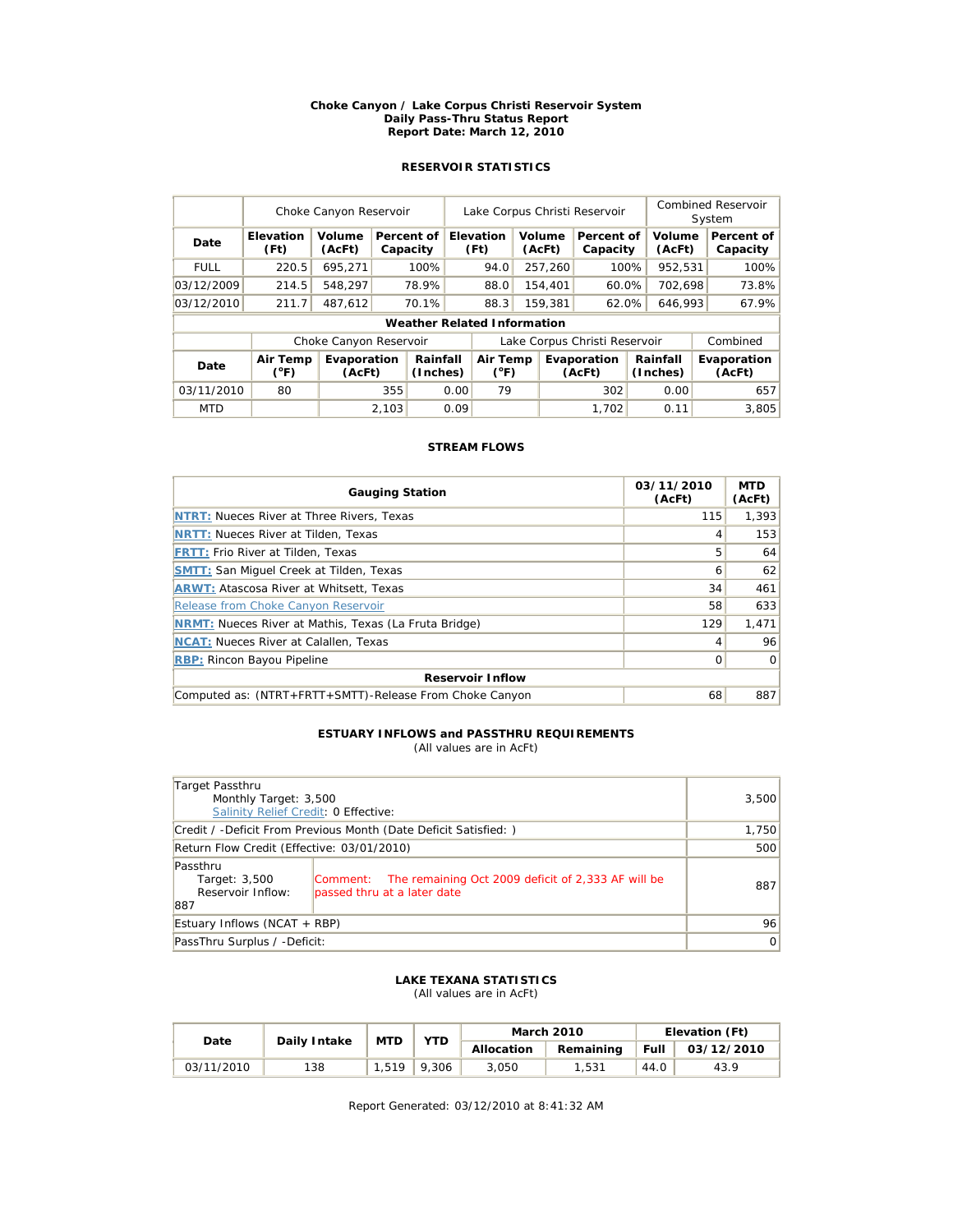# Choke Canyon / Lake Corpus Christi Reservoir System
## Daily Pass-Thru Status Report
### Report Date: March 12, 2010

### RESERVOIR STATISTICS

| | Choke Canyon Reservoir | | | Lake Corpus Christi Reservoir | | | Combined Reservoir System | |
|---|---|---|---|---|---|---|---|---|
| **Date** | **Elevation (Ft)** | **Volume (AcFt)** | **Percent of Capacity** | **Elevation (Ft)** | **Volume (AcFt)** | **Percent of Capacity** | **Volume (AcFt)** | **Percent of Capacity** |
| FULL | 220.5 | 695,271 | 100% | 94.0 | 257,260 | 100% | 952,531 | 100% |
| 03/12/2009 | 214.5 | 548,297 | 78.9% | 88.0 | 154,401 | 60.0% | 702,698 | 73.8% |
| 03/12/2010 | 211.7 | 487,612 | 70.1% | 88.3 | 159,381 | 62.0% | 646,993 | 67.9% |

**Weather Related Information**

| | Choke Canyon Reservoir | | | Lake Corpus Christi Reservoir | | | Combined |
|---|---|---|---|---|---|---|---|
| **Date** | **Air Temp (°F)** | **Evaporation (AcFt)** | **Rainfall (Inches)** | **Air Temp (°F)** | **Evaporation (AcFt)** | **Rainfall (Inches)** | **Evaporation (AcFt)** |
| 03/11/2010 | 80 | 355 | 0.00 | 79 | 302 | 0.00 | 657 |
| MTD | | 2,103 | 0.09 | | 1,702 | 0.11 | 3,805 |

### STREAM FLOWS

| Gauging Station | 03/11/2010 (AcFt) | MTD (AcFt) |
|---|---|---|
| NTRT: Nueces River at Three Rivers, Texas | 115 | 1,393 |
| NRTT: Nueces River at Tilden, Texas | 4 | 153 |
| FRTT: Frio River at Tilden, Texas | 5 | 64 |
| SMTT: San Miguel Creek at Tilden, Texas | 6 | 62 |
| ARWT: Atascosa River at Whitsett, Texas | 34 | 461 |
| Release from Choke Canyon Reservoir | 58 | 633 |
| NRMT: Nueces River at Mathis, Texas (La Fruta Bridge) | 129 | 1,471 |
| NCAT: Nueces River at Calallen, Texas | 4 | 96 |
| RBP: Rincon Bayou Pipeline | 0 | 0 |
| **Reservoir Inflow** | | |
| Computed as: (NTRT+FRTT+SMTT)-Release From Choke Canyon | 68 | 887 |

### ESTUARY INFLOWS and PASSTHRU REQUIREMENTS
(All values are in AcFt)

| | | |
|---|---|---|
| Target Passthru<br>Monthly Target: 3,500<br>Salinity Relief Credit: 0 Effective: | | 3,500 |
| Credit / -Deficit From Previous Month (Date Deficit Satisfied: ) | | 1,750 |
| Return Flow Credit (Effective: 03/01/2010) | | 500 |
| Passthru<br>Target: 3,500<br>Reservoir Inflow: 887 | Comment: The remaining Oct 2009 deficit of 2,333 AF will be passed thru at a later date | 887 |
| Estuary Inflows (NCAT + RBP) | | 96 |
| PassThru Surplus / -Deficit: | | 0 |

### LAKE TEXANA STATISTICS
(All values are in AcFt)

| Date | Daily Intake | MTD | YTD | March 2010 | | Elevation (Ft) | |
|---|---|---|---|---|---|---|---|
| | | | | **Allocation** | **Remaining** | **Full** | **03/12/2010** |
| 03/11/2010 | 138 | 1,519 | 9,306 | 3,050 | 1,531 | 44.0 | 43.9 |

Report Generated: 03/12/2010 at 8:41:32 AM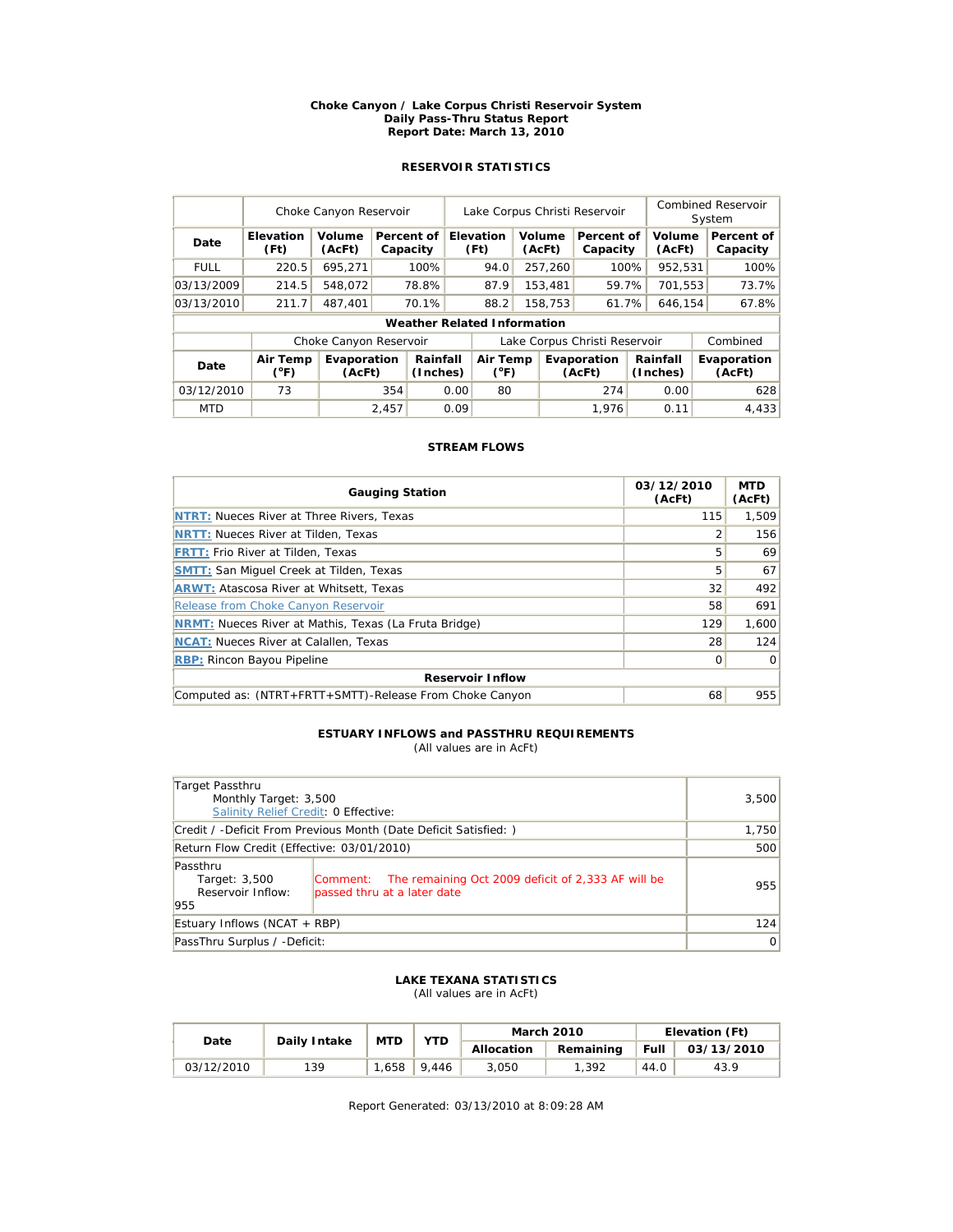**Choke Canyon / Lake Corpus Christi Reservoir System**
**Daily Pass-Thru Status Report**
**Report Date: March 13, 2010**

### RESERVOIR STATISTICS

| | Choke Canyon Reservoir | | | Lake Corpus Christi Reservoir | | | Combined Reservoir System | |
|---|---|---|---|---|---|---|---|---|
| **Date** | **Elevation (Ft)** | **Volume (AcFt)** | **Percent of Capacity** | **Elevation (Ft)** | **Volume (AcFt)** | **Percent of Capacity** | **Volume (AcFt)** | **Percent of Capacity** |
| FULL | 220.5 | 695,271 | 100% | 94.0 | 257,260 | 100% | 952,531 | 100% |
| 03/13/2009 | 214.5 | 548,072 | 78.8% | 87.9 | 153,481 | 59.7% | 701,553 | 73.7% |
| 03/13/2010 | 211.7 | 487,401 | 70.1% | 88.2 | 158,753 | 61.7% | 646,154 | 67.8% |

**Weather Related Information**

| | Choke Canyon Reservoir | | | Lake Corpus Christi Reservoir | | | Combined |
|---|---|---|---|---|---|---|---|
| **Date** | **Air Temp (°F)** | **Evaporation (AcFt)** | **Rainfall (Inches)** | **Air Temp (°F)** | **Evaporation (AcFt)** | **Rainfall (Inches)** | **Evaporation (AcFt)** |
| 03/12/2010 | 73 | 354 | 0.00 | 80 | 274 | 0.00 | 628 |
| MTD | | 2,457 | 0.09 | | 1,976 | 0.11 | 4,433 |

### STREAM FLOWS

| Gauging Station | 03/12/2010 (AcFt) | MTD (AcFt) |
|---|---|---|
| **NTRT:** Nueces River at Three Rivers, Texas | 115 | 1,509 |
| **NRTT:** Nueces River at Tilden, Texas | 2 | 156 |
| **FRTT:** Frio River at Tilden, Texas | 5 | 69 |
| **SMTT:** San Miguel Creek at Tilden, Texas | 5 | 67 |
| **ARWT:** Atascosa River at Whitsett, Texas | 32 | 492 |
| Release from Choke Canyon Reservoir | 58 | 691 |
| **NRMT:** Nueces River at Mathis, Texas (La Fruta Bridge) | 129 | 1,600 |
| **NCAT:** Nueces River at Calallen, Texas | 28 | 124 |
| **RBP:** Rincon Bayou Pipeline | 0 | 0 |
| **Reservoir Inflow** | | |
| Computed as: (NTRT+FRTT+SMTT)-Release From Choke Canyon | 68 | 955 |

### ESTUARY INFLOWS and PASSTHRU REQUIREMENTS
(All values are in AcFt)

| | | |
|---|---|---|
| Target Passthru<br>Monthly Target: 3,500<br>Salinity Relief Credit: 0 Effective: | | 3,500 |
| Credit / -Deficit From Previous Month (Date Deficit Satisfied: ) | | 1,750 |
| Return Flow Credit (Effective: 03/01/2010) | | 500 |
| Passthru<br>Target: 3,500<br>Reservoir Inflow: 955 | Comment: The remaining Oct 2009 deficit of 2,333 AF will be passed thru at a later date | 955 |
| Estuary Inflows (NCAT + RBP) | | 124 |
| PassThru Surplus / -Deficit: | | 0 |

### LAKE TEXANA STATISTICS
(All values are in AcFt)

| Date | Daily Intake | MTD | YTD | March 2010 | | Elevation (Ft) | |
|---|---|---|---|---|---|---|---|
| | | | | **Allocation** | **Remaining** | **Full** | **03/13/2010** |
| 03/12/2010 | 139 | 1,658 | 9,446 | 3,050 | 1,392 | 44.0 | 43.9 |

Report Generated: 03/13/2010 at 8:09:28 AM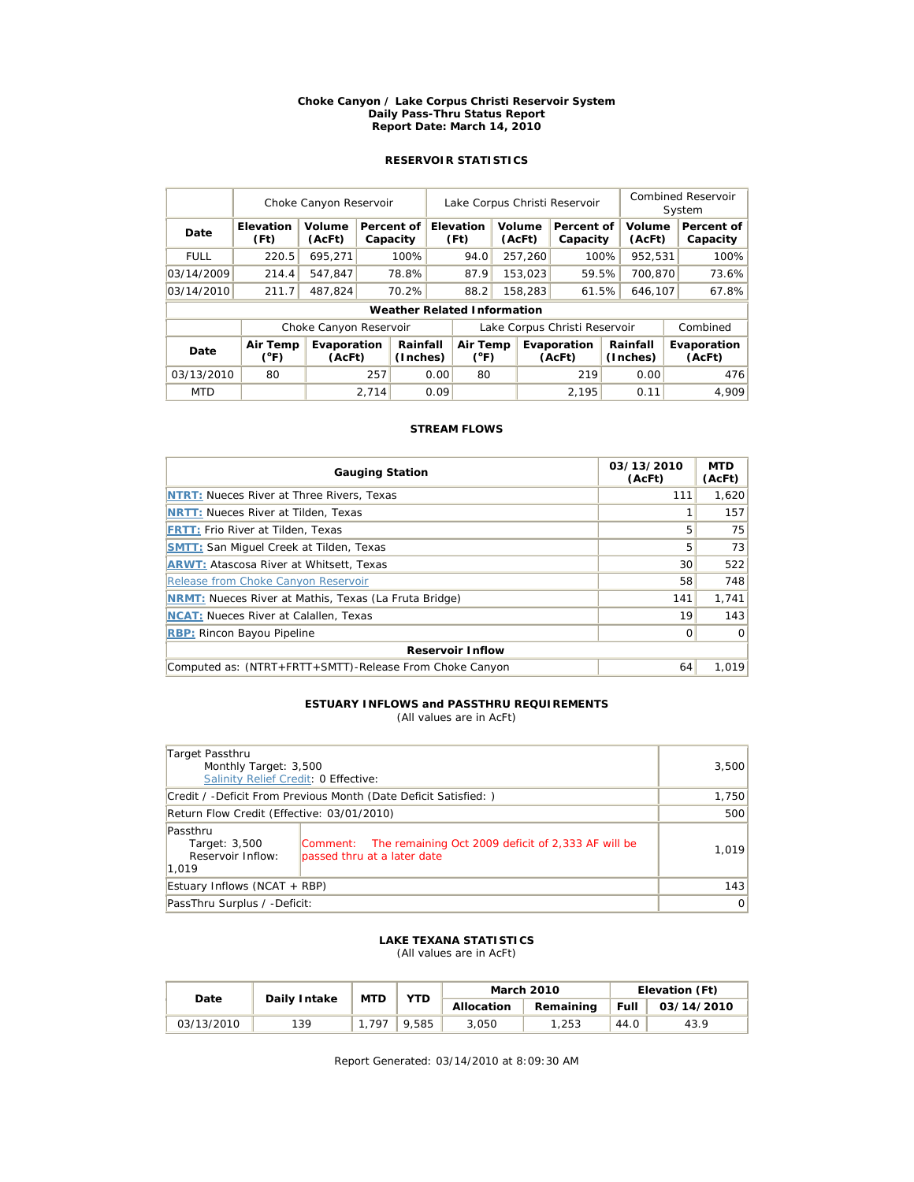**Choke Canyon / Lake Corpus Christi Reservoir System**
**Daily Pass-Thru Status Report**
**Report Date: March 14, 2010**

### RESERVOIR STATISTICS

| | Choke Canyon Reservoir | | | Lake Corpus Christi Reservoir | | | Combined Reservoir System | |
|---|---|---|---|---|---|---|---|---|
| **Date** | **Elevation (Ft)** | **Volume (AcFt)** | **Percent of Capacity** | **Elevation (Ft)** | **Volume (AcFt)** | **Percent of Capacity** | **Volume (AcFt)** | **Percent of Capacity** |
| FULL | 220.5 | 695,271 | 100% | 94.0 | 257,260 | 100% | 952,531 | 100% |
| 03/14/2009 | 214.4 | 547,847 | 78.8% | 87.9 | 153,023 | 59.5% | 700,870 | 73.6% |
| 03/14/2010 | 211.7 | 487,824 | 70.2% | 88.2 | 158,283 | 61.5% | 646,107 | 67.8% |

**Weather Related Information**

| | Choke Canyon Reservoir | | | Lake Corpus Christi Reservoir | | | Combined |
|---|---|---|---|---|---|---|---|
| **Date** | **Air Temp (°F)** | **Evaporation (AcFt)** | **Rainfall (Inches)** | **Air Temp (°F)** | **Evaporation (AcFt)** | **Rainfall (Inches)** | **Evaporation (AcFt)** |
| 03/13/2010 | 80 | 257 | 0.00 | 80 | 219 | 0.00 | 476 |
| MTD | | 2,714 | 0.09 | | 2,195 | 0.11 | 4,909 |

### STREAM FLOWS

| Gauging Station | 03/13/2010 (AcFt) | MTD (AcFt) |
|---|---|---|
| NTRT: Nueces River at Three Rivers, Texas | 111 | 1,620 |
| NRTT: Nueces River at Tilden, Texas | 1 | 157 |
| FRTT: Frio River at Tilden, Texas | 5 | 75 |
| SMTT: San Miguel Creek at Tilden, Texas | 5 | 73 |
| ARWT: Atascosa River at Whitsett, Texas | 30 | 522 |
| Release from Choke Canyon Reservoir | 58 | 748 |
| NRMT: Nueces River at Mathis, Texas (La Fruta Bridge) | 141 | 1,741 |
| NCAT: Nueces River at Calallen, Texas | 19 | 143 |
| RBP: Rincon Bayou Pipeline | 0 | 0 |
| **Reservoir Inflow** | | |
| Computed as: (NTRT+FRTT+SMTT)-Release From Choke Canyon | 64 | 1,019 |

### ESTUARY INFLOWS and PASSTHRU REQUIREMENTS
(All values are in AcFt)

| | | |
|---|---|---|
| Target Passthru<br>Monthly Target: 3,500<br>Salinity Relief Credit: 0 Effective: | | 3,500 |
| Credit / -Deficit From Previous Month (Date Deficit Satisfied: ) | | 1,750 |
| Return Flow Credit (Effective: 03/01/2010) | | 500 |
| Passthru<br>Target: 3,500<br>Reservoir Inflow: 1,019 | Comment: The remaining Oct 2009 deficit of 2,333 AF will be passed thru at a later date | 1,019 |
| Estuary Inflows (NCAT + RBP) | | 143 |
| PassThru Surplus / -Deficit: | | 0 |

### LAKE TEXANA STATISTICS
(All values are in AcFt)

| Date | Daily Intake | MTD | YTD | March 2010 | | Elevation (Ft) | |
|---|---|---|---|---|---|---|---|
| | | | | Allocation | Remaining | Full | 03/14/2010 |
| 03/13/2010 | 139 | 1,797 | 9,585 | 3,050 | 1,253 | 44.0 | 43.9 |

Report Generated: 03/14/2010 at 8:09:30 AM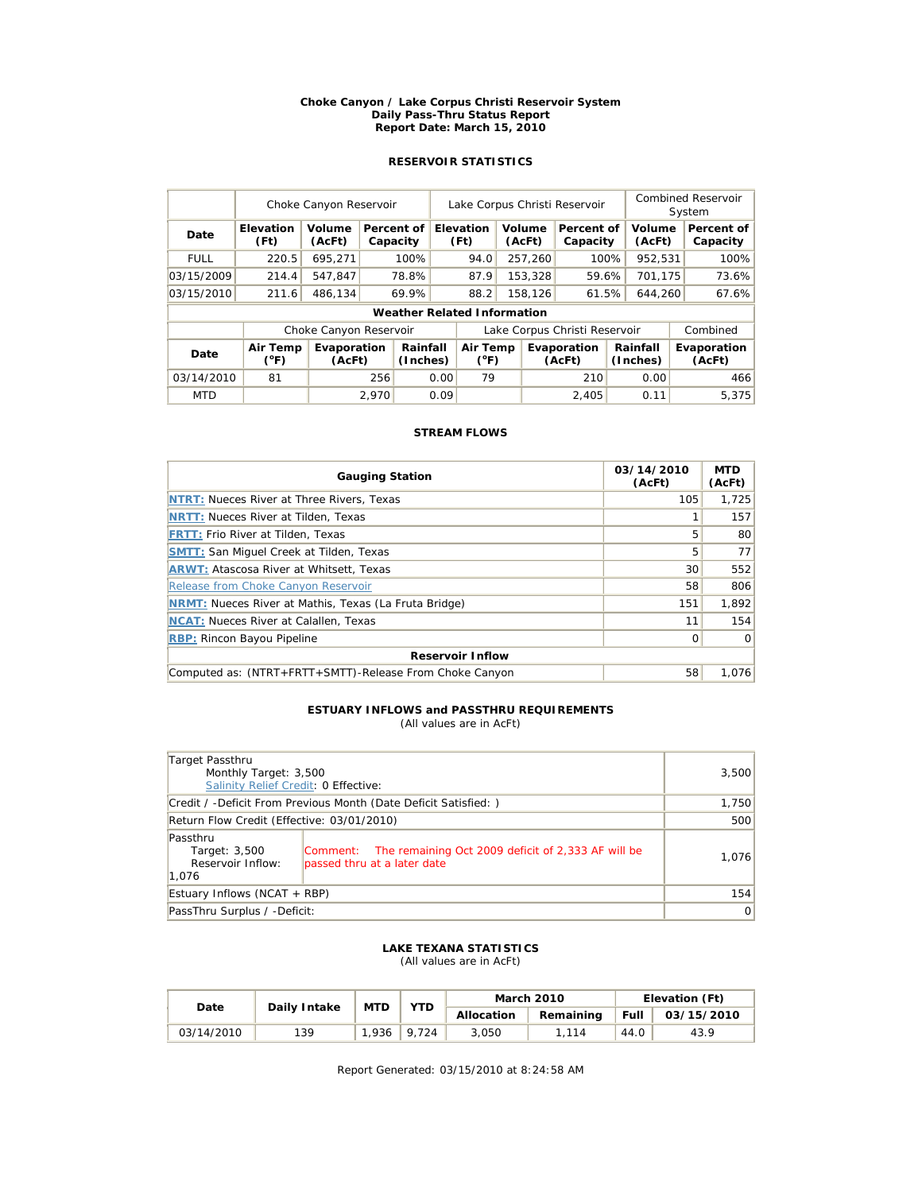**Choke Canyon / Lake Corpus Christi Reservoir System**
**Daily Pass-Thru Status Report**
**Report Date: March 15, 2010**

## RESERVOIR STATISTICS

| | Choke Canyon Reservoir | | | Lake Corpus Christi Reservoir | | | Combined Reservoir System | |
|---|---|---|---|---|---|---|---|---|
| **Date** | **Elevation (Ft)** | **Volume (AcFt)** | **Percent of Capacity** | **Elevation (Ft)** | **Volume (AcFt)** | **Percent of Capacity** | **Volume (AcFt)** | **Percent of Capacity** |
| FULL | 220.5 | 695,271 | 100% | 94.0 | 257,260 | 100% | 952,531 | 100% |
| 03/15/2009 | 214.4 | 547,847 | 78.8% | 87.9 | 153,328 | 59.6% | 701,175 | 73.6% |
| 03/15/2010 | 211.6 | 486,134 | 69.9% | 88.2 | 158,126 | 61.5% | 644,260 | 67.6% |

**Weather Related Information**

| | Choke Canyon Reservoir | | | Lake Corpus Christi Reservoir | | | Combined |
|---|---|---|---|---|---|---|---|
| **Date** | **Air Temp (°F)** | **Evaporation (AcFt)** | **Rainfall (Inches)** | **Air Temp (°F)** | **Evaporation (AcFt)** | **Rainfall (Inches)** | **Evaporation (AcFt)** |
| 03/14/2010 | 81 | 256 | 0.00 | 79 | 210 | 0.00 | 466 |
| MTD | | 2,970 | 0.09 | | 2,405 | 0.11 | 5,375 |

## STREAM FLOWS

| Gauging Station | 03/14/2010 (AcFt) | MTD (AcFt) |
|---|---|---|
| NTRT: Nueces River at Three Rivers, Texas | 105 | 1,725 |
| NRTT: Nueces River at Tilden, Texas | 1 | 157 |
| FRTT: Frio River at Tilden, Texas | 5 | 80 |
| SMTT: San Miguel Creek at Tilden, Texas | 5 | 77 |
| ARWT: Atascosa River at Whitsett, Texas | 30 | 552 |
| Release from Choke Canyon Reservoir | 58 | 806 |
| NRMT: Nueces River at Mathis, Texas (La Fruta Bridge) | 151 | 1,892 |
| NCAT: Nueces River at Calallen, Texas | 11 | 154 |
| RBP: Rincon Bayou Pipeline | 0 | 0 |
| **Reservoir Inflow** | | |
| Computed as: (NTRT+FRTT+SMTT)-Release From Choke Canyon | 58 | 1,076 |

## ESTUARY INFLOWS and PASSTHRU REQUIREMENTS

(All values are in AcFt)

| | | |
|---|---|---|
| Target Passthru<br>Monthly Target: 3,500<br>Salinity Relief Credit: 0 Effective: | | 3,500 |
| Credit / -Deficit From Previous Month (Date Deficit Satisfied: ) | | 1,750 |
| Return Flow Credit (Effective: 03/01/2010) | | 500 |
| Passthru<br>Target: 3,500<br>Reservoir Inflow: 1,076 | Comment: The remaining Oct 2009 deficit of 2,333 AF will be passed thru at a later date | 1,076 |
| Estuary Inflows (NCAT + RBP) | | 154 |
| PassThru Surplus / -Deficit: | | 0 |

## LAKE TEXANA STATISTICS

(All values are in AcFt)

| Date | Daily Intake | MTD | YTD | March 2010 | | Elevation (Ft) | |
|---|---|---|---|---|---|---|---|
| | | | | **Allocation** | **Remaining** | **Full** | **03/15/2010** |
| 03/14/2010 | 139 | 1,936 | 9,724 | 3,050 | 1,114 | 44.0 | 43.9 |

Report Generated: 03/15/2010 at 8:24:58 AM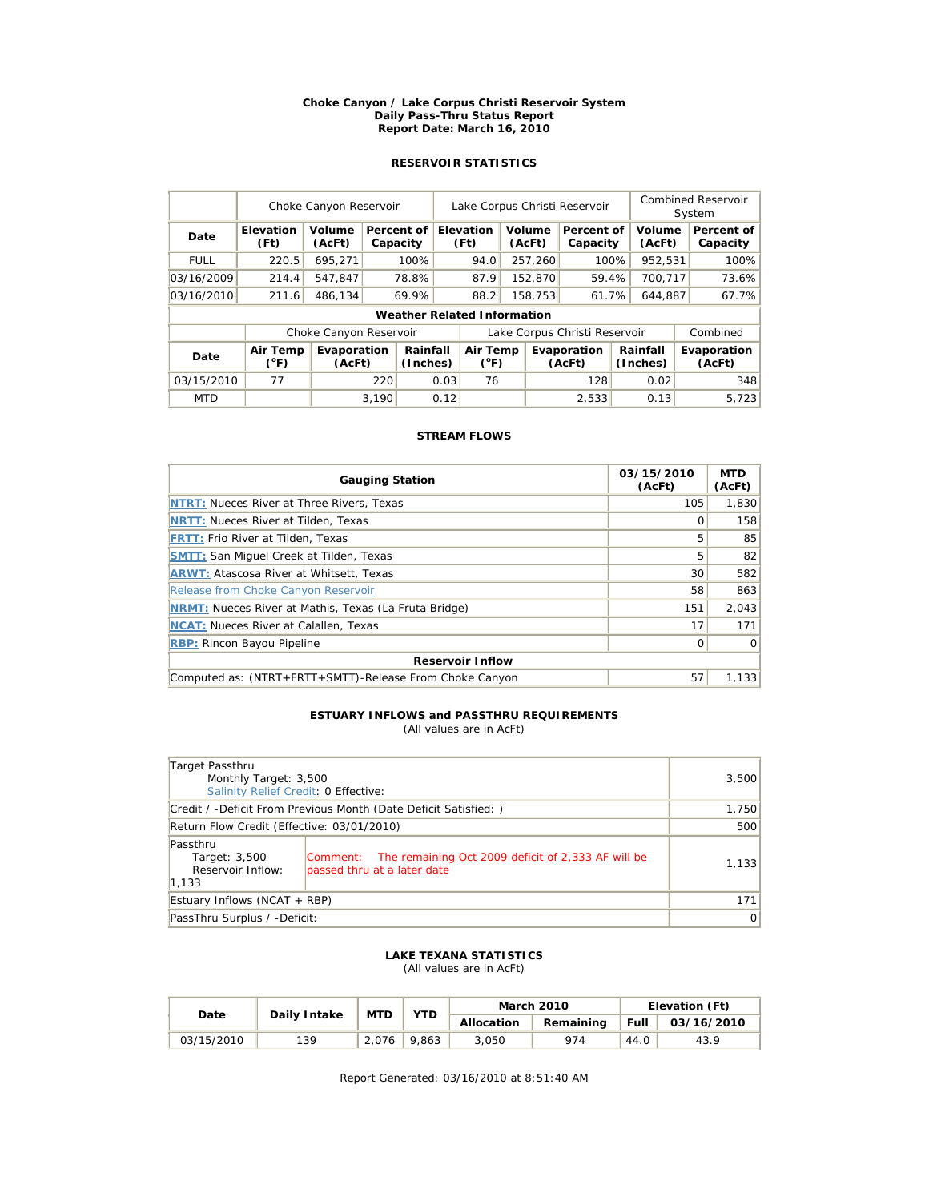# Choke Canyon / Lake Corpus Christi Reservoir System
## Daily Pass-Thru Status Report
### Report Date: March 16, 2010

### RESERVOIR STATISTICS

| | Choke Canyon Reservoir | | | Lake Corpus Christi Reservoir | | | Combined Reservoir System | |
|---|---|---|---|---|---|---|---|---|
| Date | Elevation (Ft) | Volume (AcFt) | Percent of Capacity | Elevation (Ft) | Volume (AcFt) | Percent of Capacity | Volume (AcFt) | Percent of Capacity |
| FULL | 220.5 | 695,271 | 100% | 94.0 | 257,260 | 100% | 952,531 | 100% |
| 03/16/2009 | 214.4 | 547,847 | 78.8% | 87.9 | 152,870 | 59.4% | 700,717 | 73.6% |
| 03/16/2010 | 211.6 | 486,134 | 69.9% | 88.2 | 158,753 | 61.7% | 644,887 | 67.7% |

**Weather Related Information**

| | Choke Canyon Reservoir | | | Lake Corpus Christi Reservoir | | | Combined |
|---|---|---|---|---|---|---|---|
| Date | Air Temp (°F) | Evaporation (AcFt) | Rainfall (Inches) | Air Temp (°F) | Evaporation (AcFt) | Rainfall (Inches) | Evaporation (AcFt) |
| 03/15/2010 | 77 | 220 | 0.03 | 76 | 128 | 0.02 | 348 |
| MTD | | 3,190 | 0.12 | | 2,533 | 0.13 | 5,723 |

### STREAM FLOWS

| Gauging Station | 03/15/2010 (AcFt) | MTD (AcFt) |
|---|---|---|
| NTRT: Nueces River at Three Rivers, Texas | 105 | 1,830 |
| NRTT: Nueces River at Tilden, Texas | 0 | 158 |
| FRTT: Frio River at Tilden, Texas | 5 | 85 |
| SMTT: San Miguel Creek at Tilden, Texas | 5 | 82 |
| ARWT: Atascosa River at Whitsett, Texas | 30 | 582 |
| Release from Choke Canyon Reservoir | 58 | 863 |
| NRMT: Nueces River at Mathis, Texas (La Fruta Bridge) | 151 | 2,043 |
| NCAT: Nueces River at Calallen, Texas | 17 | 171 |
| RBP: Rincon Bayou Pipeline | 0 | 0 |
| **Reservoir Inflow** | | |
| Computed as: (NTRT+FRTT+SMTT)-Release From Choke Canyon | 57 | 1,133 |

### ESTUARY INFLOWS and PASSTHRU REQUIREMENTS
(All values are in AcFt)

| | | |
|---|---|---|
| Target Passthru<br>Monthly Target: 3,500<br>Salinity Relief Credit: 0 Effective: | | 3,500 |
| Credit / -Deficit From Previous Month (Date Deficit Satisfied: ) | | 1,750 |
| Return Flow Credit (Effective: 03/01/2010) | | 500 |
| Passthru<br>Target: 3,500<br>Reservoir Inflow: 1,133 | Comment: The remaining Oct 2009 deficit of 2,333 AF will be passed thru at a later date | 1,133 |
| Estuary Inflows (NCAT + RBP) | | 171 |
| PassThru Surplus / -Deficit: | | 0 |

### LAKE TEXANA STATISTICS
(All values are in AcFt)

| Date | Daily Intake | MTD | YTD | March 2010 | | Elevation (Ft) | |
|---|---|---|---|---|---|---|---|
| | | | | Allocation | Remaining | Full | 03/16/2010 |
| 03/15/2010 | 139 | 2,076 | 9,863 | 3,050 | 974 | 44.0 | 43.9 |

Report Generated: 03/16/2010 at 8:51:40 AM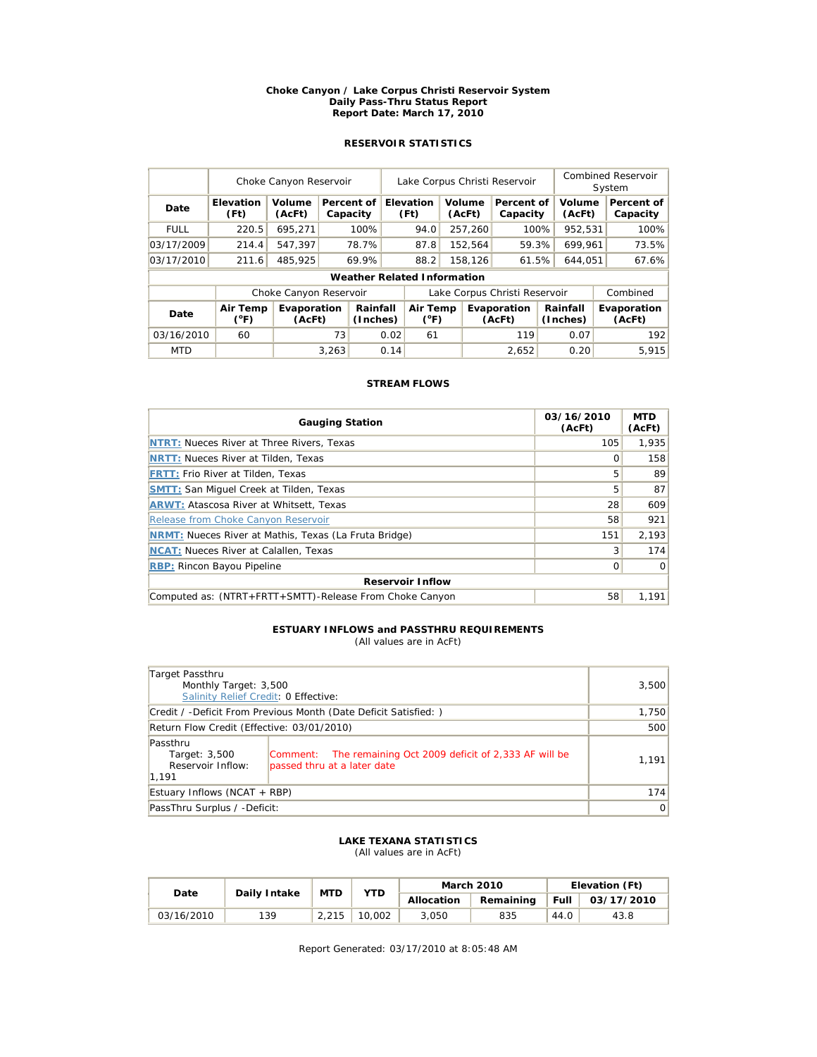**Choke Canyon / Lake Corpus Christi Reservoir System**
**Daily Pass-Thru Status Report**
**Report Date: March 17, 2010**

### RESERVOIR STATISTICS

| | Choke Canyon Reservoir | | | Lake Corpus Christi Reservoir | | | Combined Reservoir System | |
|---|---|---|---|---|---|---|---|---|
| **Date** | **Elevation (Ft)** | **Volume (AcFt)** | **Percent of Capacity** | **Elevation (Ft)** | **Volume (AcFt)** | **Percent of Capacity** | **Volume (AcFt)** | **Percent of Capacity** |
| FULL | 220.5 | 695,271 | 100% | 94.0 | 257,260 | 100% | 952,531 | 100% |
| 03/17/2009 | 214.4 | 547,397 | 78.7% | 87.8 | 152,564 | 59.3% | 699,961 | 73.5% |
| 03/17/2010 | 211.6 | 485,925 | 69.9% | 88.2 | 158,126 | 61.5% | 644,051 | 67.6% |

**Weather Related Information**

| | Choke Canyon Reservoir | | | Lake Corpus Christi Reservoir | | | Combined |
|---|---|---|---|---|---|---|---|
| **Date** | **Air Temp (°F)** | **Evaporation (AcFt)** | **Rainfall (Inches)** | **Air Temp (°F)** | **Evaporation (AcFt)** | **Rainfall (Inches)** | **Evaporation (AcFt)** |
| 03/16/2010 | 60 | 73 | 0.02 | 61 | 119 | 0.07 | 192 |
| MTD | | 3,263 | 0.14 | | 2,652 | 0.20 | 5,915 |

### STREAM FLOWS

| Gauging Station | 03/16/2010 (AcFt) | MTD (AcFt) |
|---|---|---|
| **NTRT:** Nueces River at Three Rivers, Texas | 105 | 1,935 |
| **NRTT:** Nueces River at Tilden, Texas | 0 | 158 |
| **FRTT:** Frio River at Tilden, Texas | 5 | 89 |
| **SMTT:** San Miguel Creek at Tilden, Texas | 5 | 87 |
| **ARWT:** Atascosa River at Whitsett, Texas | 28 | 609 |
| Release from Choke Canyon Reservoir | 58 | 921 |
| **NRMT:** Nueces River at Mathis, Texas (La Fruta Bridge) | 151 | 2,193 |
| **NCAT:** Nueces River at Calallen, Texas | 3 | 174 |
| **RBP:** Rincon Bayou Pipeline | 0 | 0 |
| **Reservoir Inflow** | | |
| Computed as: (NTRT+FRTT+SMTT)-Release From Choke Canyon | 58 | 1,191 |

### ESTUARY INFLOWS and PASSTHRU REQUIREMENTS
(All values are in AcFt)

| | | |
|---|---|---|
| Target Passthru<br>Monthly Target: 3,500<br>Salinity Relief Credit: 0 Effective: | | 3,500 |
| Credit / -Deficit From Previous Month (Date Deficit Satisfied: ) | | 1,750 |
| Return Flow Credit (Effective: 03/01/2010) | | 500 |
| Passthru<br>Target: 3,500<br>Reservoir Inflow: 1,191 | Comment: The remaining Oct 2009 deficit of 2,333 AF will be passed thru at a later date | 1,191 |
| Estuary Inflows (NCAT + RBP) | | 174 |
| PassThru Surplus / -Deficit: | | 0 |

### LAKE TEXANA STATISTICS
(All values are in AcFt)

| Date | Daily Intake | MTD | YTD | March 2010 | | Elevation (Ft) | |
|---|---|---|---|---|---|---|---|
| | | | | **Allocation** | **Remaining** | **Full** | **03/17/2010** |
| 03/16/2010 | 139 | 2,215 | 10,002 | 3,050 | 835 | 44.0 | 43.8 |

Report Generated: 03/17/2010 at 8:05:48 AM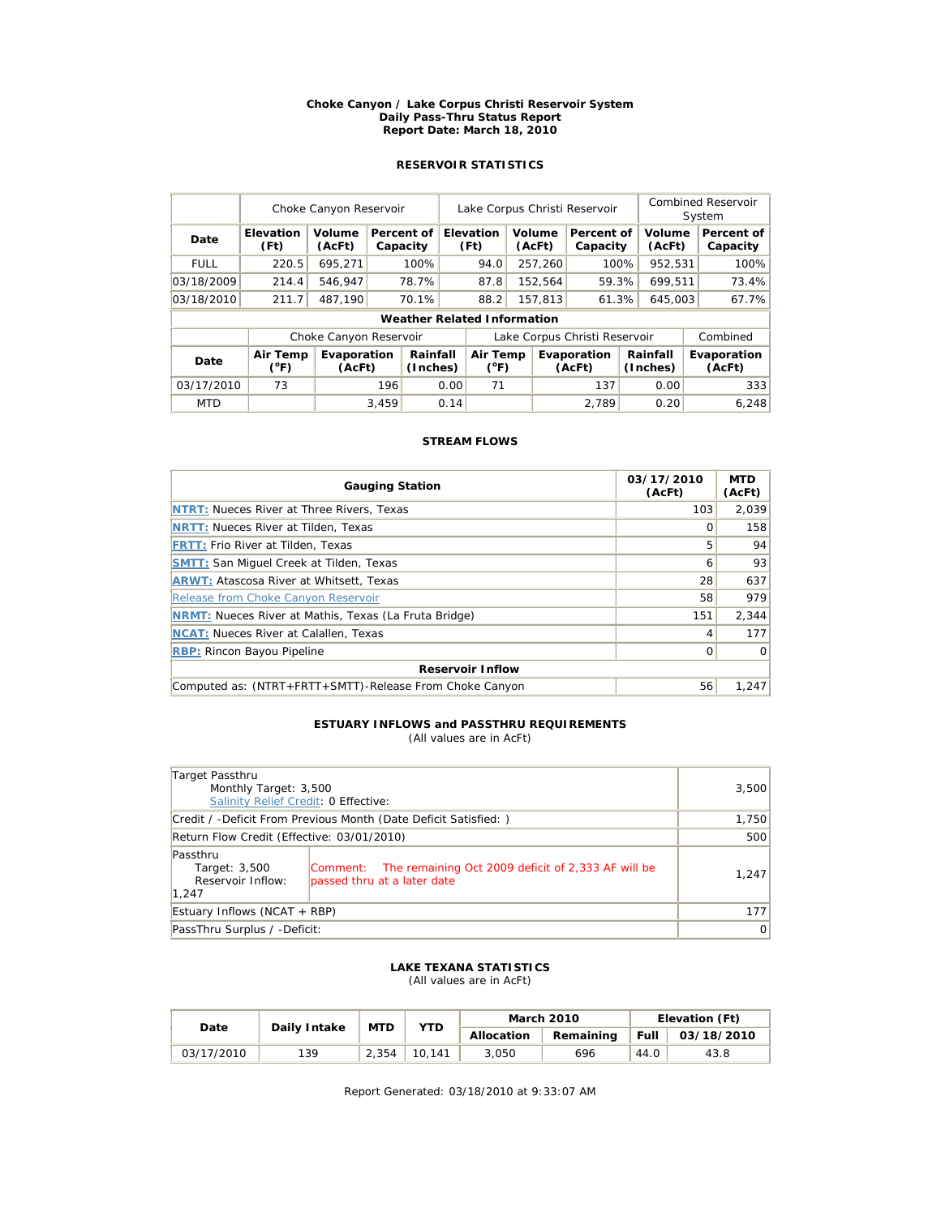**Choke Canyon / Lake Corpus Christi Reservoir System**
**Daily Pass-Thru Status Report**
**Report Date: March 18, 2010**

### RESERVOIR STATISTICS

| | Choke Canyon Reservoir | | | Lake Corpus Christi Reservoir | | | Combined Reservoir System | |
|---|---|---|---|---|---|---|---|---|
| **Date** | **Elevation (Ft)** | **Volume (AcFt)** | **Percent of Capacity** | **Elevation (Ft)** | **Volume (AcFt)** | **Percent of Capacity** | **Volume (AcFt)** | **Percent of Capacity** |
| FULL | 220.5 | 695,271 | 100% | 94.0 | 257,260 | 100% | 952,531 | 100% |
| 03/18/2009 | 214.4 | 546,947 | 78.7% | 87.8 | 152,564 | 59.3% | 699,511 | 73.4% |
| 03/18/2010 | 211.7 | 487,190 | 70.1% | 88.2 | 157,813 | 61.3% | 645,003 | 67.7% |

**Weather Related Information**

| | Choke Canyon Reservoir | | | Lake Corpus Christi Reservoir | | | Combined |
|---|---|---|---|---|---|---|---|
| **Date** | **Air Temp (°F)** | **Evaporation (AcFt)** | **Rainfall (Inches)** | **Air Temp (°F)** | **Evaporation (AcFt)** | **Rainfall (Inches)** | **Evaporation (AcFt)** |
| 03/17/2010 | 73 | 196 | 0.00 | 71 | 137 | 0.00 | 333 |
| MTD | | 3,459 | 0.14 | | 2,789 | 0.20 | 6,248 |

### STREAM FLOWS

| Gauging Station | 03/17/2010 (AcFt) | MTD (AcFt) |
|---|---|---|
| NTRT: Nueces River at Three Rivers, Texas | 103 | 2,039 |
| NRTT: Nueces River at Tilden, Texas | 0 | 158 |
| FRTT: Frio River at Tilden, Texas | 5 | 94 |
| SMTT: San Miguel Creek at Tilden, Texas | 6 | 93 |
| ARWT: Atascosa River at Whitsett, Texas | 28 | 637 |
| Release from Choke Canyon Reservoir | 58 | 979 |
| NRMT: Nueces River at Mathis, Texas (La Fruta Bridge) | 151 | 2,344 |
| NCAT: Nueces River at Calallen, Texas | 4 | 177 |
| RBP: Rincon Bayou Pipeline | 0 | 0 |
| **Reservoir Inflow** | | |
| Computed as: (NTRT+FRTT+SMTT)-Release From Choke Canyon | 56 | 1,247 |

### ESTUARY INFLOWS and PASSTHRU REQUIREMENTS
(All values are in AcFt)

| | | |
|---|---|---|
| Target Passthru<br>Monthly Target: 3,500<br>Salinity Relief Credit: 0 Effective: | | 3,500 |
| Credit / -Deficit From Previous Month (Date Deficit Satisfied: ) | | 1,750 |
| Return Flow Credit (Effective: 03/01/2010) | | 500 |
| Passthru<br>Target: 3,500<br>Reservoir Inflow: 1,247 | Comment: The remaining Oct 2009 deficit of 2,333 AF will be passed thru at a later date | 1,247 |
| Estuary Inflows (NCAT + RBP) | | 177 |
| PassThru Surplus / -Deficit: | | 0 |

### LAKE TEXANA STATISTICS
(All values are in AcFt)

| Date | Daily Intake | MTD | YTD | March 2010 | | Elevation (Ft) | |
|---|---|---|---|---|---|---|---|
| | | | | **Allocation** | **Remaining** | **Full** | **03/18/2010** |
| 03/17/2010 | 139 | 2,354 | 10,141 | 3,050 | 696 | 44.0 | 43.8 |

Report Generated: 03/18/2010 at 9:33:07 AM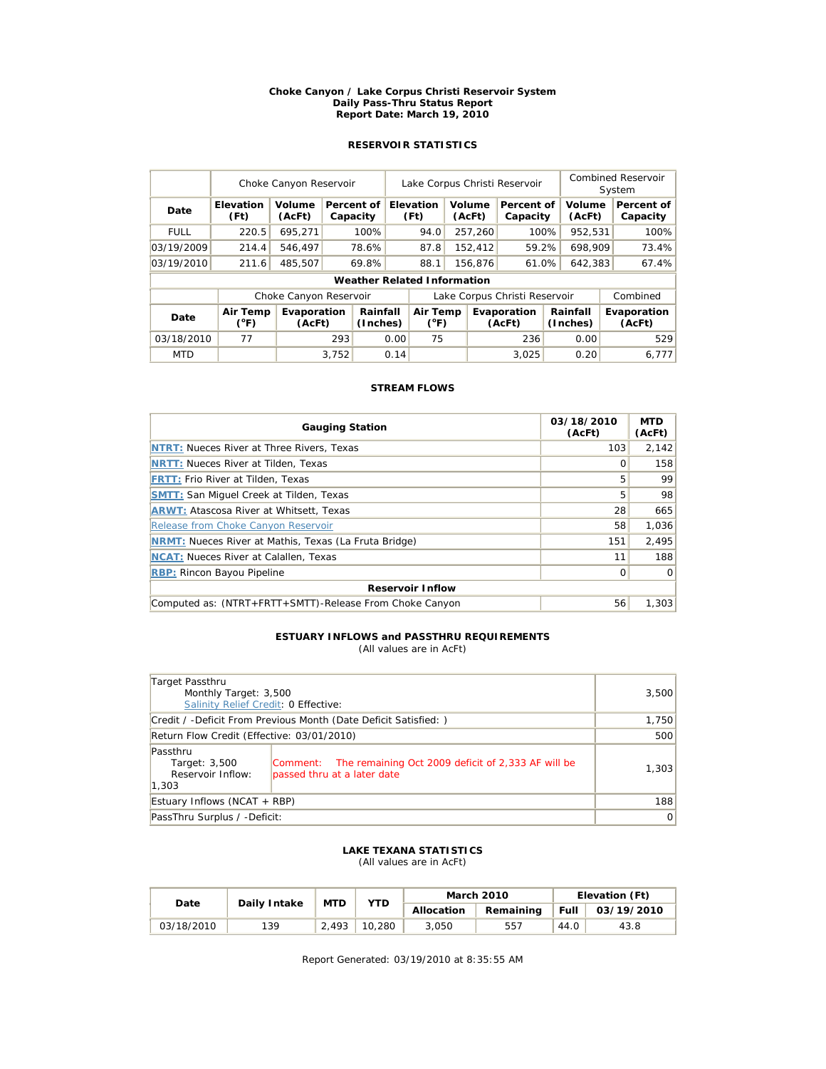**Choke Canyon / Lake Corpus Christi Reservoir System**
**Daily Pass-Thru Status Report**
**Report Date: March 19, 2010**

## RESERVOIR STATISTICS

| | Choke Canyon Reservoir | | | Lake Corpus Christi Reservoir | | | Combined Reservoir System | |
|---|---|---|---|---|---|---|---|---|
| **Date** | **Elevation (Ft)** | **Volume (AcFt)** | **Percent of Capacity** | **Elevation (Ft)** | **Volume (AcFt)** | **Percent of Capacity** | **Volume (AcFt)** | **Percent of Capacity** |
| FULL | 220.5 | 695,271 | 100% | 94.0 | 257,260 | 100% | 952,531 | 100% |
| 03/19/2009 | 214.4 | 546,497 | 78.6% | 87.8 | 152,412 | 59.2% | 698,909 | 73.4% |
| 03/19/2010 | 211.6 | 485,507 | 69.8% | 88.1 | 156,876 | 61.0% | 642,383 | 67.4% |

**Weather Related Information**

| | Choke Canyon Reservoir | | | Lake Corpus Christi Reservoir | | | Combined |
|---|---|---|---|---|---|---|---|
| **Date** | **Air Temp (°F)** | **Evaporation (AcFt)** | **Rainfall (Inches)** | **Air Temp (°F)** | **Evaporation (AcFt)** | **Rainfall (Inches)** | **Evaporation (AcFt)** |
| 03/18/2010 | 77 | 293 | 0.00 | 75 | 236 | 0.00 | 529 |
| MTD | | 3,752 | 0.14 | | 3,025 | 0.20 | 6,777 |

## STREAM FLOWS

| Gauging Station | 03/18/2010 (AcFt) | MTD (AcFt) |
|---|---|---|
| NTRT: Nueces River at Three Rivers, Texas | 103 | 2,142 |
| NRTT: Nueces River at Tilden, Texas | 0 | 158 |
| FRTT: Frio River at Tilden, Texas | 5 | 99 |
| SMTT: San Miguel Creek at Tilden, Texas | 5 | 98 |
| ARWT: Atascosa River at Whitsett, Texas | 28 | 665 |
| Release from Choke Canyon Reservoir | 58 | 1,036 |
| NRMT: Nueces River at Mathis, Texas (La Fruta Bridge) | 151 | 2,495 |
| NCAT: Nueces River at Calallen, Texas | 11 | 188 |
| RBP: Rincon Bayou Pipeline | 0 | 0 |
| **Reservoir Inflow** | | |
| Computed as: (NTRT+FRTT+SMTT)-Release From Choke Canyon | 56 | 1,303 |

## ESTUARY INFLOWS and PASSTHRU REQUIREMENTS

(All values are in AcFt)

| | | |
|---|---|---|
| Target Passthru<br>Monthly Target: 3,500<br>Salinity Relief Credit: 0 Effective: | | 3,500 |
| Credit / -Deficit From Previous Month (Date Deficit Satisfied: ) | | 1,750 |
| Return Flow Credit (Effective: 03/01/2010) | | 500 |
| Passthru<br>Target: 3,500<br>Reservoir Inflow: 1,303 | Comment: The remaining Oct 2009 deficit of 2,333 AF will be passed thru at a later date | 1,303 |
| Estuary Inflows (NCAT + RBP) | | 188 |
| PassThru Surplus / -Deficit: | | 0 |

## LAKE TEXANA STATISTICS

(All values are in AcFt)

| Date | Daily Intake | MTD | YTD | March 2010 | | Elevation (Ft) | |
|---|---|---|---|---|---|---|---|
| | | | | Allocation | Remaining | Full | 03/19/2010 |
| 03/18/2010 | 139 | 2,493 | 10,280 | 3,050 | 557 | 44.0 | 43.8 |

Report Generated: 03/19/2010 at 8:35:55 AM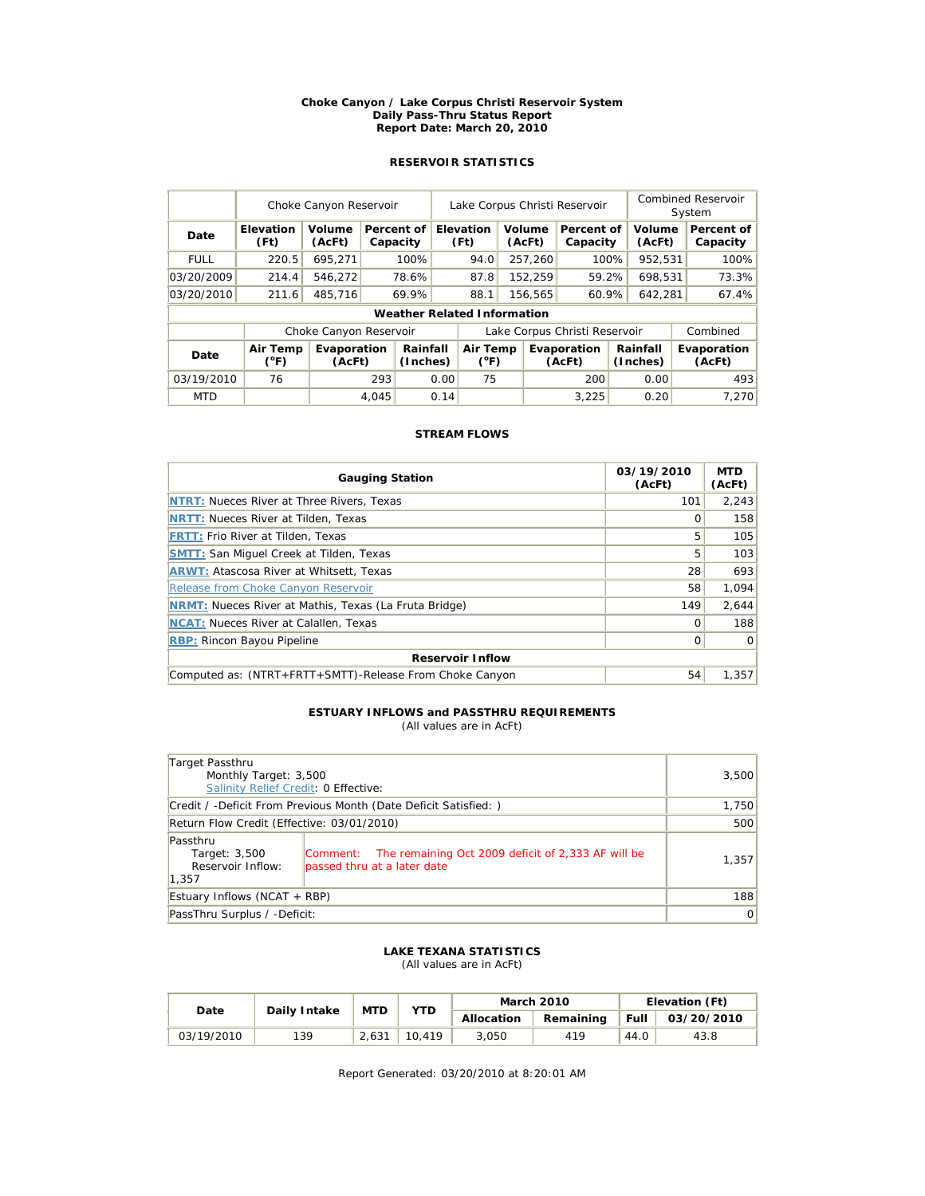**Choke Canyon / Lake Corpus Christi Reservoir System**
**Daily Pass-Thru Status Report**
**Report Date: March 20, 2010**

### RESERVOIR STATISTICS

| | Choke Canyon Reservoir | | | Lake Corpus Christi Reservoir | | | Combined Reservoir System | |
|---|---|---|---|---|---|---|---|---|
| **Date** | **Elevation (Ft)** | **Volume (AcFt)** | **Percent of Capacity** | **Elevation (Ft)** | **Volume (AcFt)** | **Percent of Capacity** | **Volume (AcFt)** | **Percent of Capacity** |
| FULL | 220.5 | 695,271 | 100% | 94.0 | 257,260 | 100% | 952,531 | 100% |
| 03/20/2009 | 214.4 | 546,272 | 78.6% | 87.8 | 152,259 | 59.2% | 698,531 | 73.3% |
| 03/20/2010 | 211.6 | 485,716 | 69.9% | 88.1 | 156,565 | 60.9% | 642,281 | 67.4% |

**Weather Related Information**

| | Choke Canyon Reservoir | | | Lake Corpus Christi Reservoir | | | Combined |
|---|---|---|---|---|---|---|---|
| **Date** | **Air Temp (°F)** | **Evaporation (AcFt)** | **Rainfall (Inches)** | **Air Temp (°F)** | **Evaporation (AcFt)** | **Rainfall (Inches)** | **Evaporation (AcFt)** |
| 03/19/2010 | 76 | 293 | 0.00 | 75 | 200 | 0.00 | 493 |
| MTD | | 4,045 | 0.14 | | 3,225 | 0.20 | 7,270 |

### STREAM FLOWS

| Gauging Station | 03/19/2010 (AcFt) | MTD (AcFt) |
|---|---|---|
| **NTRT:** Nueces River at Three Rivers, Texas | 101 | 2,243 |
| **NRTT:** Nueces River at Tilden, Texas | 0 | 158 |
| **FRTT:** Frio River at Tilden, Texas | 5 | 105 |
| **SMTT:** San Miguel Creek at Tilden, Texas | 5 | 103 |
| **ARWT:** Atascosa River at Whitsett, Texas | 28 | 693 |
| Release from Choke Canyon Reservoir | 58 | 1,094 |
| **NRMT:** Nueces River at Mathis, Texas (La Fruta Bridge) | 149 | 2,644 |
| **NCAT:** Nueces River at Calallen, Texas | 0 | 188 |
| **RBP:** Rincon Bayou Pipeline | 0 | 0 |
| **Reservoir Inflow** | | |
| Computed as: (NTRT+FRTT+SMTT)-Release From Choke Canyon | 54 | 1,357 |

### ESTUARY INFLOWS and PASSTHRU REQUIREMENTS
(All values are in AcFt)

| | | |
|---|---|---|
| Target Passthru<br>Monthly Target: 3,500<br>Salinity Relief Credit: 0 Effective: | | 3,500 |
| Credit / -Deficit From Previous Month (Date Deficit Satisfied: ) | | 1,750 |
| Return Flow Credit (Effective: 03/01/2010) | | 500 |
| Passthru<br>Target: 3,500<br>Reservoir Inflow: 1,357 | Comment: The remaining Oct 2009 deficit of 2,333 AF will be passed thru at a later date | 1,357 |
| Estuary Inflows (NCAT + RBP) | | 188 |
| PassThru Surplus / -Deficit: | | 0 |

### LAKE TEXANA STATISTICS
(All values are in AcFt)

| Date | Daily Intake | MTD | YTD | March 2010 | | Elevation (Ft) | |
|---|---|---|---|---|---|---|---|
| | | | | **Allocation** | **Remaining** | **Full** | **03/20/2010** |
| 03/19/2010 | 139 | 2,631 | 10,419 | 3,050 | 419 | 44.0 | 43.8 |

Report Generated: 03/20/2010 at 8:20:01 AM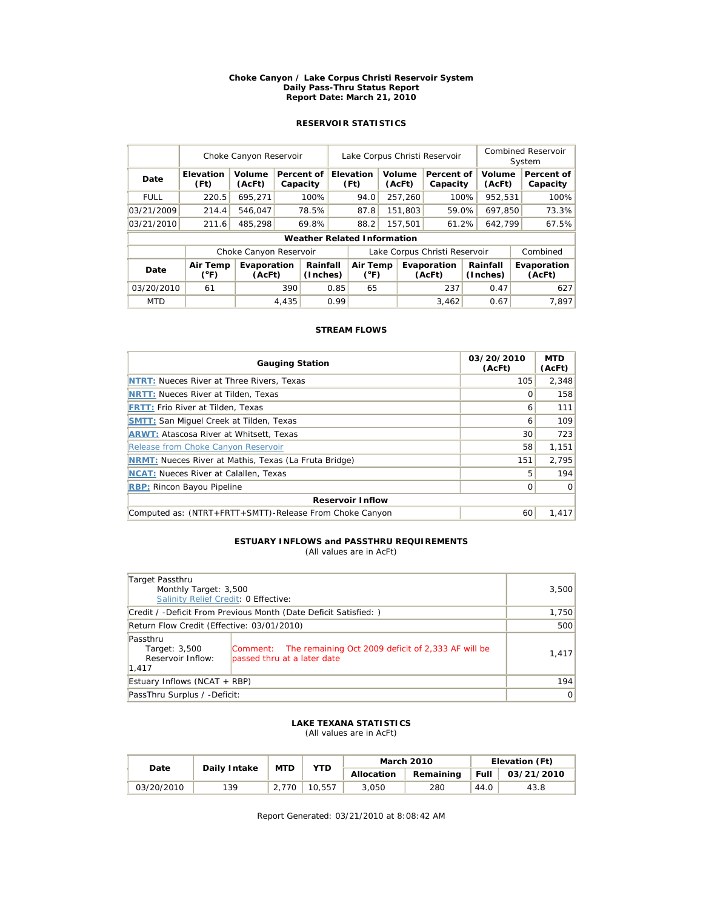**Choke Canyon / Lake Corpus Christi Reservoir System**
**Daily Pass-Thru Status Report**
**Report Date: March 21, 2010**

## RESERVOIR STATISTICS

| | Choke Canyon Reservoir | | | Lake Corpus Christi Reservoir | | | Combined Reservoir System | |
|---|---|---|---|---|---|---|---|---|
| **Date** | **Elevation (Ft)** | **Volume (AcFt)** | **Percent of Capacity** | **Elevation (Ft)** | **Volume (AcFt)** | **Percent of Capacity** | **Volume (AcFt)** | **Percent of Capacity** |
| FULL | 220.5 | 695,271 | 100% | 94.0 | 257,260 | 100% | 952,531 | 100% |
| 03/21/2009 | 214.4 | 546,047 | 78.5% | 87.8 | 151,803 | 59.0% | 697,850 | 73.3% |
| 03/21/2010 | 211.6 | 485,298 | 69.8% | 88.2 | 157,501 | 61.2% | 642,799 | 67.5% |

**Weather Related Information**

| | Choke Canyon Reservoir | | | Lake Corpus Christi Reservoir | | | Combined |
|---|---|---|---|---|---|---|---|
| **Date** | **Air Temp (°F)** | **Evaporation (AcFt)** | **Rainfall (Inches)** | **Air Temp (°F)** | **Evaporation (AcFt)** | **Rainfall (Inches)** | **Evaporation (AcFt)** |
| 03/20/2010 | 61 | 390 | 0.85 | 65 | 237 | 0.47 | 627 |
| MTD | | 4,435 | 0.99 | | 3,462 | 0.67 | 7,897 |

## STREAM FLOWS

| Gauging Station | 03/20/2010 (AcFt) | MTD (AcFt) |
|---|---|---|
| **NTRT:** Nueces River at Three Rivers, Texas | 105 | 2,348 |
| **NRTT:** Nueces River at Tilden, Texas | 0 | 158 |
| **FRTT:** Frio River at Tilden, Texas | 6 | 111 |
| **SMTT:** San Miguel Creek at Tilden, Texas | 6 | 109 |
| **ARWT:** Atascosa River at Whitsett, Texas | 30 | 723 |
| Release from Choke Canyon Reservoir | 58 | 1,151 |
| **NRMT:** Nueces River at Mathis, Texas (La Fruta Bridge) | 151 | 2,795 |
| **NCAT:** Nueces River at Calallen, Texas | 5 | 194 |
| **RBP:** Rincon Bayou Pipeline | 0 | 0 |
| **Reservoir Inflow** | | |
| Computed as: (NTRT+FRTT+SMTT)-Release From Choke Canyon | 60 | 1,417 |

## ESTUARY INFLOWS and PASSTHRU REQUIREMENTS

(All values are in AcFt)

| | | |
|---|---|---|
| Target Passthru<br>Monthly Target: 3,500<br>Salinity Relief Credit: 0 Effective: | | 3,500 |
| Credit / -Deficit From Previous Month (Date Deficit Satisfied: ) | | 1,750 |
| Return Flow Credit (Effective: 03/01/2010) | | 500 |
| Passthru<br>Target: 3,500<br>Reservoir Inflow: 1,417 | Comment: The remaining Oct 2009 deficit of 2,333 AF will be passed thru at a later date | 1,417 |
| Estuary Inflows (NCAT + RBP) | | 194 |
| PassThru Surplus / -Deficit: | | 0 |

## LAKE TEXANA STATISTICS

(All values are in AcFt)

| Date | Daily Intake | MTD | YTD | March 2010 | | Elevation (Ft) | |
|---|---|---|---|---|---|---|---|
| | | | | **Allocation** | **Remaining** | **Full** | **03/21/2010** |
| 03/20/2010 | 139 | 2,770 | 10,557 | 3,050 | 280 | 44.0 | 43.8 |

Report Generated: 03/21/2010 at 8:08:42 AM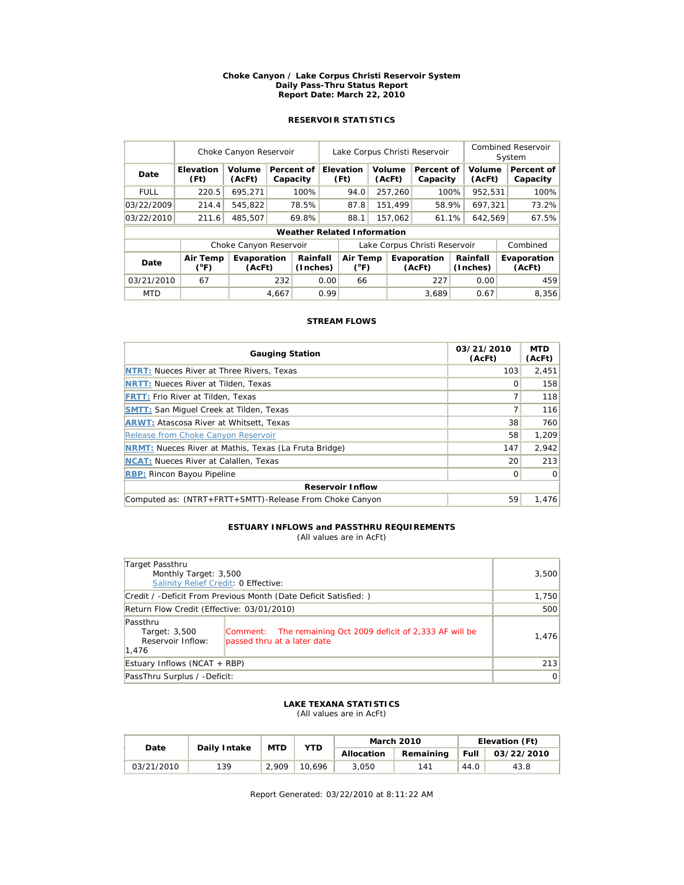**Choke Canyon / Lake Corpus Christi Reservoir System**
**Daily Pass-Thru Status Report**
**Report Date: March 22, 2010**

### RESERVOIR STATISTICS

| | Choke Canyon Reservoir | | | Lake Corpus Christi Reservoir | | | Combined Reservoir System | |
|---|---|---|---|---|---|---|---|---|
| **Date** | **Elevation (Ft)** | **Volume (AcFt)** | **Percent of Capacity** | **Elevation (Ft)** | **Volume (AcFt)** | **Percent of Capacity** | **Volume (AcFt)** | **Percent of Capacity** |
| FULL | 220.5 | 695,271 | 100% | 94.0 | 257,260 | 100% | 952,531 | 100% |
| 03/22/2009 | 214.4 | 545,822 | 78.5% | 87.8 | 151,499 | 58.9% | 697,321 | 73.2% |
| 03/22/2010 | 211.6 | 485,507 | 69.8% | 88.1 | 157,062 | 61.1% | 642,569 | 67.5% |

**Weather Related Information**

| | Choke Canyon Reservoir | | | Lake Corpus Christi Reservoir | | | Combined |
|---|---|---|---|---|---|---|---|
| **Date** | **Air Temp (°F)** | **Evaporation (AcFt)** | **Rainfall (Inches)** | **Air Temp (°F)** | **Evaporation (AcFt)** | **Rainfall (Inches)** | **Evaporation (AcFt)** |
| 03/21/2010 | 67 | 232 | 0.00 | 66 | 227 | 0.00 | 459 |
| MTD | | 4,667 | 0.99 | | 3,689 | 0.67 | 8,356 |

### STREAM FLOWS

| Gauging Station | 03/21/2010 (AcFt) | MTD (AcFt) |
|---|---|---|
| **NTRT:** Nueces River at Three Rivers, Texas | 103 | 2,451 |
| **NRTT:** Nueces River at Tilden, Texas | 0 | 158 |
| **FRTT:** Frio River at Tilden, Texas | 7 | 118 |
| **SMTT:** San Miguel Creek at Tilden, Texas | 7 | 116 |
| **ARWT:** Atascosa River at Whitsett, Texas | 38 | 760 |
| Release from Choke Canyon Reservoir | 58 | 1,209 |
| **NRMT:** Nueces River at Mathis, Texas (La Fruta Bridge) | 147 | 2,942 |
| **NCAT:** Nueces River at Calallen, Texas | 20 | 213 |
| **RBP:** Rincon Bayou Pipeline | 0 | 0 |
| **Reservoir Inflow** | | |
| Computed as: (NTRT+FRTT+SMTT)-Release From Choke Canyon | 59 | 1,476 |

### ESTUARY INFLOWS and PASSTHRU REQUIREMENTS
(All values are in AcFt)

| | | |
|---|---|---|
| Target Passthru<br>Monthly Target: 3,500<br>Salinity Relief Credit: 0 Effective: | | 3,500 |
| Credit / -Deficit From Previous Month (Date Deficit Satisfied: ) | | 1,750 |
| Return Flow Credit (Effective: 03/01/2010) | | 500 |
| Passthru<br>Target: 3,500<br>Reservoir Inflow: 1,476 | Comment: The remaining Oct 2009 deficit of 2,333 AF will be passed thru at a later date | 1,476 |
| Estuary Inflows (NCAT + RBP) | | 213 |
| PassThru Surplus / -Deficit: | | 0 |

### LAKE TEXANA STATISTICS
(All values are in AcFt)

| Date | Daily Intake | MTD | YTD | March 2010 | | Elevation (Ft) | |
|---|---|---|---|---|---|---|---|
| | | | | **Allocation** | **Remaining** | **Full** | **03/22/2010** |
| 03/21/2010 | 139 | 2,909 | 10,696 | 3,050 | 141 | 44.0 | 43.8 |

Report Generated: 03/22/2010 at 8:11:22 AM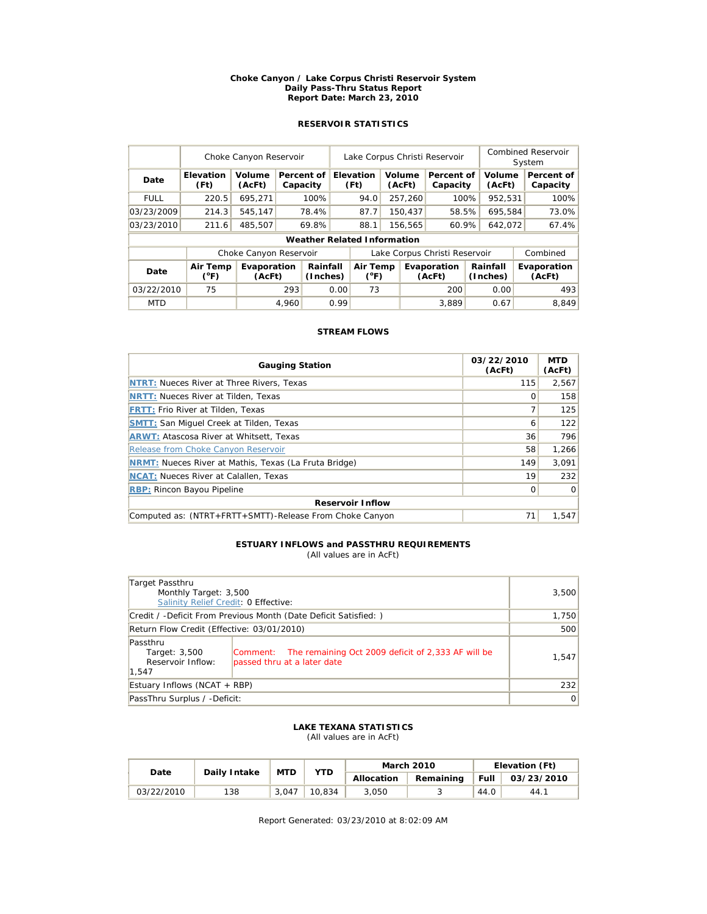**Choke Canyon / Lake Corpus Christi Reservoir System**
**Daily Pass-Thru Status Report**
**Report Date: March 23, 2010**

## RESERVOIR STATISTICS

| | Choke Canyon Reservoir | | | Lake Corpus Christi Reservoir | | | Combined Reservoir System | |
|---|---|---|---|---|---|---|---|---|
| **Date** | **Elevation (Ft)** | **Volume (AcFt)** | **Percent of Capacity** | **Elevation (Ft)** | **Volume (AcFt)** | **Percent of Capacity** | **Volume (AcFt)** | **Percent of Capacity** |
| FULL | 220.5 | 695,271 | 100% | 94.0 | 257,260 | 100% | 952,531 | 100% |
| 03/23/2009 | 214.3 | 545,147 | 78.4% | 87.7 | 150,437 | 58.5% | 695,584 | 73.0% |
| 03/23/2010 | 211.6 | 485,507 | 69.8% | 88.1 | 156,565 | 60.9% | 642,072 | 67.4% |

**Weather Related Information**

| | Choke Canyon Reservoir | | | Lake Corpus Christi Reservoir | | | Combined |
|---|---|---|---|---|---|---|---|
| **Date** | **Air Temp (°F)** | **Evaporation (AcFt)** | **Rainfall (Inches)** | **Air Temp (°F)** | **Evaporation (AcFt)** | **Rainfall (Inches)** | **Evaporation (AcFt)** |
| 03/22/2010 | 75 | 293 | 0.00 | 73 | 200 | 0.00 | 493 |
| MTD | | 4,960 | 0.99 | | 3,889 | 0.67 | 8,849 |

## STREAM FLOWS

| Gauging Station | 03/22/2010 (AcFt) | MTD (AcFt) |
|---|---|---|
| NTRT: Nueces River at Three Rivers, Texas | 115 | 2,567 |
| NRTT: Nueces River at Tilden, Texas | 0 | 158 |
| FRTT: Frio River at Tilden, Texas | 7 | 125 |
| SMTT: San Miguel Creek at Tilden, Texas | 6 | 122 |
| ARWT: Atascosa River at Whitsett, Texas | 36 | 796 |
| Release from Choke Canyon Reservoir | 58 | 1,266 |
| NRMT: Nueces River at Mathis, Texas (La Fruta Bridge) | 149 | 3,091 |
| NCAT: Nueces River at Calallen, Texas | 19 | 232 |
| RBP: Rincon Bayou Pipeline | 0 | 0 |
| **Reservoir Inflow** | | |
| Computed as: (NTRT+FRTT+SMTT)-Release From Choke Canyon | 71 | 1,547 |

## ESTUARY INFLOWS and PASSTHRU REQUIREMENTS

(All values are in AcFt)

| | | |
|---|---|---|
| Target Passthru<br>Monthly Target: 3,500<br>Salinity Relief Credit: 0 Effective: | | 3,500 |
| Credit / -Deficit From Previous Month (Date Deficit Satisfied: ) | | 1,750 |
| Return Flow Credit (Effective: 03/01/2010) | | 500 |
| Passthru<br>Target: 3,500<br>Reservoir Inflow: 1,547 | Comment: The remaining Oct 2009 deficit of 2,333 AF will be passed thru at a later date | 1,547 |
| Estuary Inflows (NCAT + RBP) | | 232 |
| PassThru Surplus / -Deficit: | | 0 |

## LAKE TEXANA STATISTICS

(All values are in AcFt)

| Date | Daily Intake | MTD | YTD | March 2010 | | Elevation (Ft) | |
|---|---|---|---|---|---|---|---|
| | | | | **Allocation** | **Remaining** | **Full** | **03/23/2010** |
| 03/22/2010 | 138 | 3,047 | 10,834 | 3,050 | 3 | 44.0 | 44.1 |

Report Generated: 03/23/2010 at 8:02:09 AM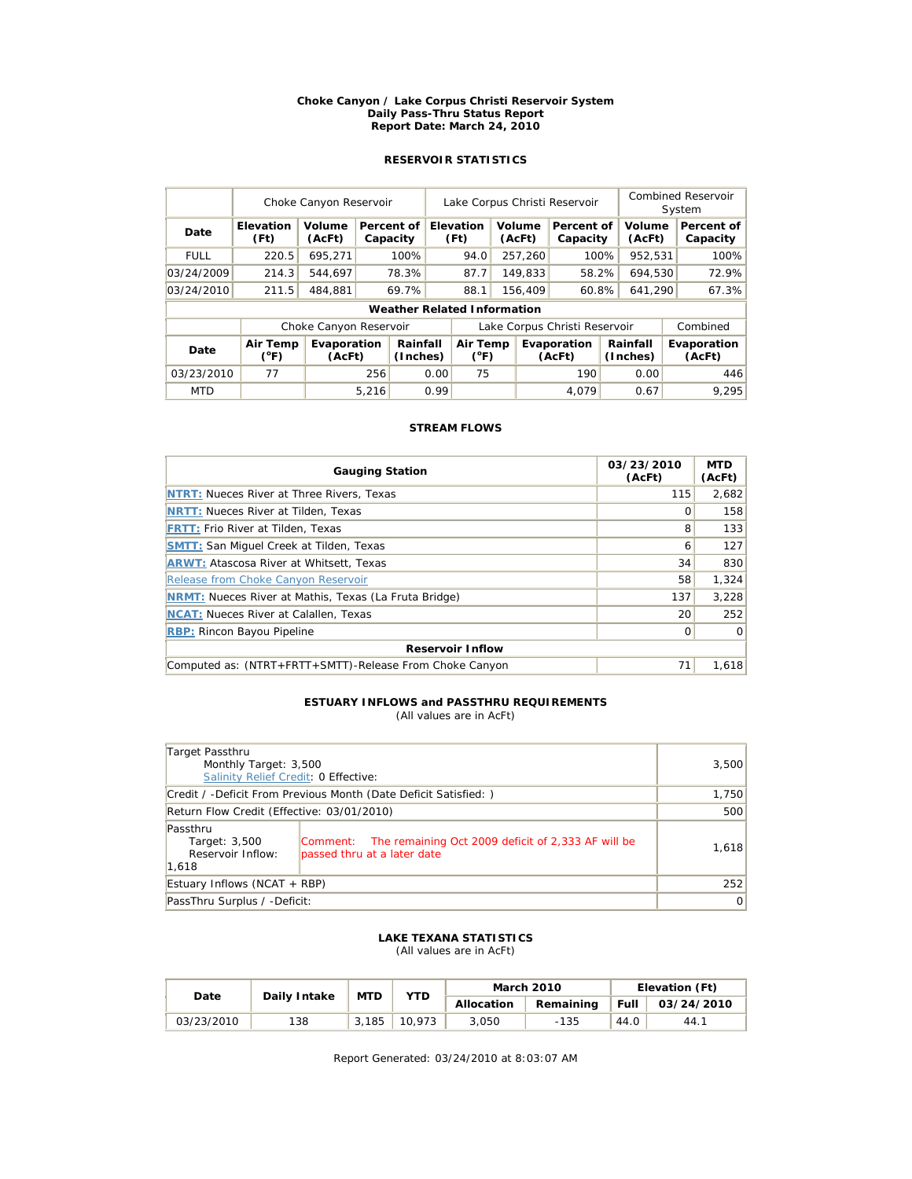**Choke Canyon / Lake Corpus Christi Reservoir System**
**Daily Pass-Thru Status Report**
**Report Date: March 24, 2010**

### RESERVOIR STATISTICS

| | Choke Canyon Reservoir | | | Lake Corpus Christi Reservoir | | | Combined Reservoir System | |
|---|---|---|---|---|---|---|---|---|
| **Date** | **Elevation (Ft)** | **Volume (AcFt)** | **Percent of Capacity** | **Elevation (Ft)** | **Volume (AcFt)** | **Percent of Capacity** | **Volume (AcFt)** | **Percent of Capacity** |
| FULL | 220.5 | 695,271 | 100% | 94.0 | 257,260 | 100% | 952,531 | 100% |
| 03/24/2009 | 214.3 | 544,697 | 78.3% | 87.7 | 149,833 | 58.2% | 694,530 | 72.9% |
| 03/24/2010 | 211.5 | 484,881 | 69.7% | 88.1 | 156,409 | 60.8% | 641,290 | 67.3% |

**Weather Related Information**

| | Choke Canyon Reservoir | | | Lake Corpus Christi Reservoir | | | Combined |
|---|---|---|---|---|---|---|---|
| **Date** | **Air Temp (°F)** | **Evaporation (AcFt)** | **Rainfall (Inches)** | **Air Temp (°F)** | **Evaporation (AcFt)** | **Rainfall (Inches)** | **Evaporation (AcFt)** |
| 03/23/2010 | 77 | 256 | 0.00 | 75 | 190 | 0.00 | 446 |
| MTD | | 5,216 | 0.99 | | 4,079 | 0.67 | 9,295 |

### STREAM FLOWS

| Gauging Station | 03/23/2010 (AcFt) | MTD (AcFt) |
|---|---|---|
| NTRT: Nueces River at Three Rivers, Texas | 115 | 2,682 |
| NRTT: Nueces River at Tilden, Texas | 0 | 158 |
| FRTT: Frio River at Tilden, Texas | 8 | 133 |
| SMTT: San Miguel Creek at Tilden, Texas | 6 | 127 |
| ARWT: Atascosa River at Whitsett, Texas | 34 | 830 |
| Release from Choke Canyon Reservoir | 58 | 1,324 |
| NRMT: Nueces River at Mathis, Texas (La Fruta Bridge) | 137 | 3,228 |
| NCAT: Nueces River at Calallen, Texas | 20 | 252 |
| RBP: Rincon Bayou Pipeline | 0 | 0 |
| **Reservoir Inflow** | | |
| Computed as: (NTRT+FRTT+SMTT)-Release From Choke Canyon | 71 | 1,618 |

### ESTUARY INFLOWS and PASSTHRU REQUIREMENTS
(All values are in AcFt)

| | | |
|---|---|---|
| Target Passthru<br>Monthly Target: 3,500<br>Salinity Relief Credit: 0 Effective: | | 3,500 |
| Credit / -Deficit From Previous Month (Date Deficit Satisfied: ) | | 1,750 |
| Return Flow Credit (Effective: 03/01/2010) | | 500 |
| Passthru<br>Target: 3,500<br>Reservoir Inflow: 1,618 | Comment: The remaining Oct 2009 deficit of 2,333 AF will be passed thru at a later date | 1,618 |
| Estuary Inflows (NCAT + RBP) | | 252 |
| PassThru Surplus / -Deficit: | | 0 |

### LAKE TEXANA STATISTICS
(All values are in AcFt)

| Date | Daily Intake | MTD | YTD | March 2010 | | Elevation (Ft) | |
|---|---|---|---|---|---|---|---|
| | | | | **Allocation** | **Remaining** | **Full** | **03/24/2010** |
| 03/23/2010 | 138 | 3,185 | 10,973 | 3,050 | -135 | 44.0 | 44.1 |

Report Generated: 03/24/2010 at 8:03:07 AM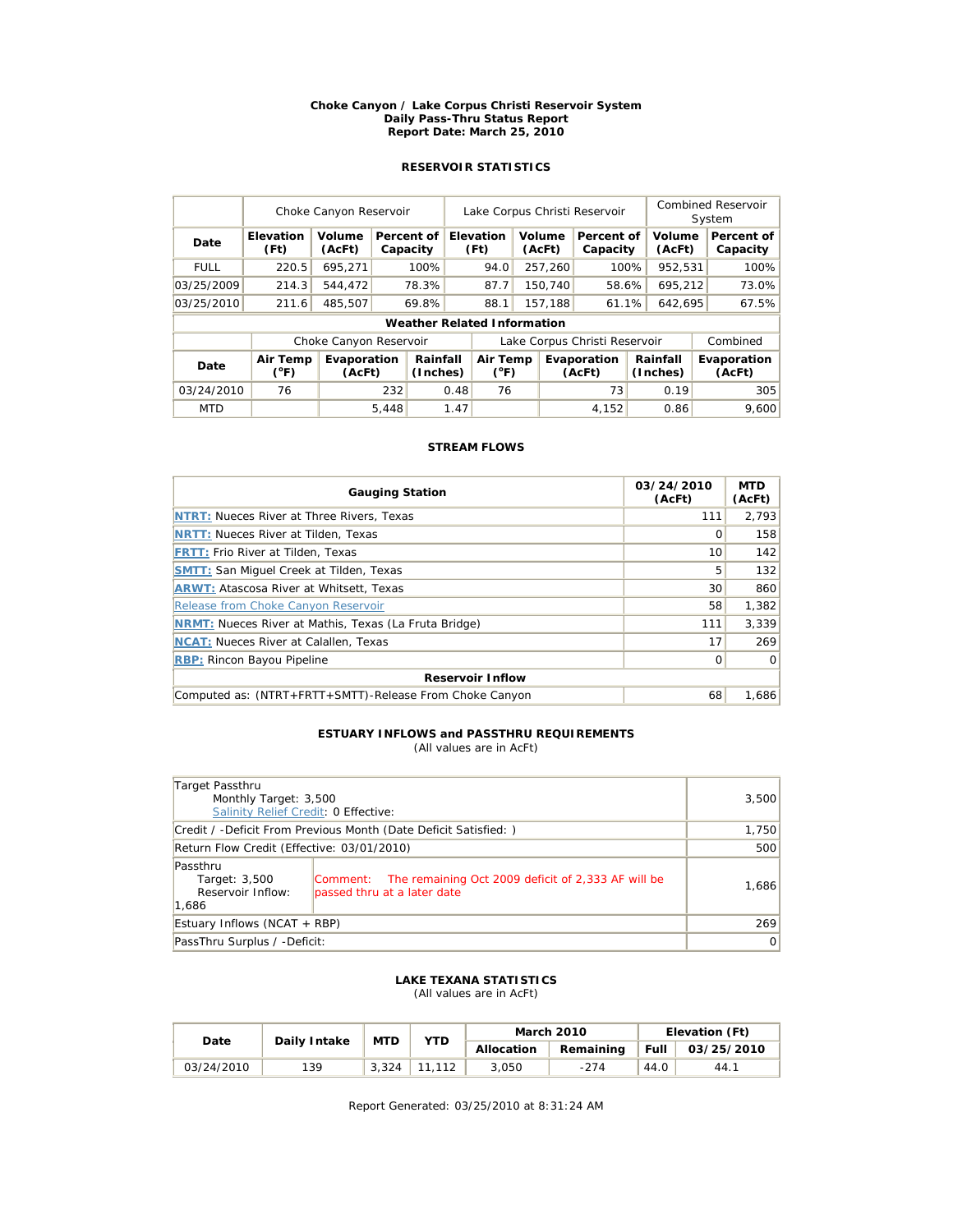**Choke Canyon / Lake Corpus Christi Reservoir System**
**Daily Pass-Thru Status Report**
**Report Date: March 25, 2010**

### RESERVOIR STATISTICS

| | Choke Canyon Reservoir | | | Lake Corpus Christi Reservoir | | | Combined Reservoir System | |
|---|---|---|---|---|---|---|---|---|
| **Date** | **Elevation (Ft)** | **Volume (AcFt)** | **Percent of Capacity** | **Elevation (Ft)** | **Volume (AcFt)** | **Percent of Capacity** | **Volume (AcFt)** | **Percent of Capacity** |
| FULL | 220.5 | 695,271 | 100% | 94.0 | 257,260 | 100% | 952,531 | 100% |
| 03/25/2009 | 214.3 | 544,472 | 78.3% | 87.7 | 150,740 | 58.6% | 695,212 | 73.0% |
| 03/25/2010 | 211.6 | 485,507 | 69.8% | 88.1 | 157,188 | 61.1% | 642,695 | 67.5% |

**Weather Related Information**

| | Choke Canyon Reservoir | | | Lake Corpus Christi Reservoir | | | Combined |
|---|---|---|---|---|---|---|---|
| **Date** | **Air Temp (°F)** | **Evaporation (AcFt)** | **Rainfall (Inches)** | **Air Temp (°F)** | **Evaporation (AcFt)** | **Rainfall (Inches)** | **Evaporation (AcFt)** |
| 03/24/2010 | 76 | 232 | 0.48 | 76 | 73 | 0.19 | 305 |
| MTD | | 5,448 | 1.47 | | 4,152 | 0.86 | 9,600 |

### STREAM FLOWS

| Gauging Station | 03/24/2010 (AcFt) | MTD (AcFt) |
|---|---|---|
| **NTRT:** Nueces River at Three Rivers, Texas | 111 | 2,793 |
| **NRTT:** Nueces River at Tilden, Texas | 0 | 158 |
| **FRTT:** Frio River at Tilden, Texas | 10 | 142 |
| **SMTT:** San Miguel Creek at Tilden, Texas | 5 | 132 |
| **ARWT:** Atascosa River at Whitsett, Texas | 30 | 860 |
| Release from Choke Canyon Reservoir | 58 | 1,382 |
| **NRMT:** Nueces River at Mathis, Texas (La Fruta Bridge) | 111 | 3,339 |
| **NCAT:** Nueces River at Calallen, Texas | 17 | 269 |
| **RBP:** Rincon Bayou Pipeline | 0 | 0 |
| **Reservoir Inflow** | | |
| Computed as: (NTRT+FRTT+SMTT)-Release From Choke Canyon | 68 | 1,686 |

### ESTUARY INFLOWS and PASSTHRU REQUIREMENTS

(All values are in AcFt)

| | | |
|---|---|---|
| Target Passthru<br>Monthly Target: 3,500<br>Salinity Relief Credit: 0 Effective: | | 3,500 |
| Credit / -Deficit From Previous Month (Date Deficit Satisfied: ) | | 1,750 |
| Return Flow Credit (Effective: 03/01/2010) | | 500 |
| Passthru<br>Target: 3,500<br>Reservoir Inflow: 1,686 | Comment: The remaining Oct 2009 deficit of 2,333 AF will be passed thru at a later date | 1,686 |
| Estuary Inflows (NCAT + RBP) | | 269 |
| PassThru Surplus / -Deficit: | | 0 |

### LAKE TEXANA STATISTICS

(All values are in AcFt)

| Date | Daily Intake | MTD | YTD | March 2010 | | Elevation (Ft) | |
|---|---|---|---|---|---|---|---|
| | | | | **Allocation** | **Remaining** | **Full** | **03/25/2010** |
| 03/24/2010 | 139 | 3,324 | 11,112 | 3,050 | -274 | 44.0 | 44.1 |

Report Generated: 03/25/2010 at 8:31:24 AM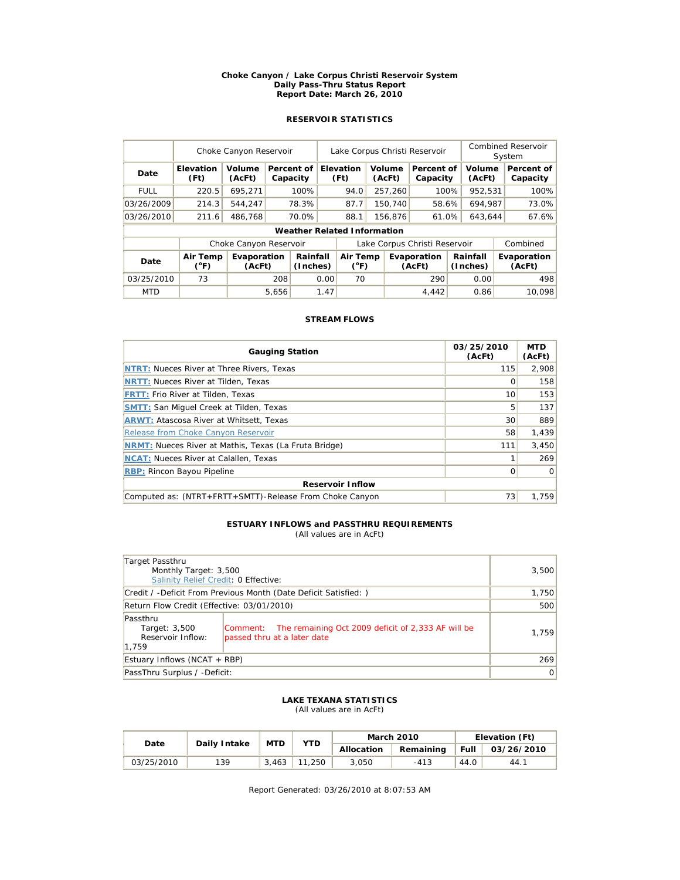**Choke Canyon / Lake Corpus Christi Reservoir System**
**Daily Pass-Thru Status Report**
**Report Date: March 26, 2010**

## RESERVOIR STATISTICS

| | Choke Canyon Reservoir | | | Lake Corpus Christi Reservoir | | | Combined Reservoir System | |
|---|---|---|---|---|---|---|---|---|
| **Date** | **Elevation (Ft)** | **Volume (AcFt)** | **Percent of Capacity** | **Elevation (Ft)** | **Volume (AcFt)** | **Percent of Capacity** | **Volume (AcFt)** | **Percent of Capacity** |
| FULL | 220.5 | 695,271 | 100% | 94.0 | 257,260 | 100% | 952,531 | 100% |
| 03/26/2009 | 214.3 | 544,247 | 78.3% | 87.7 | 150,740 | 58.6% | 694,987 | 73.0% |
| 03/26/2010 | 211.6 | 486,768 | 70.0% | 88.1 | 156,876 | 61.0% | 643,644 | 67.6% |

**Weather Related Information**

| | Choke Canyon Reservoir | | | Lake Corpus Christi Reservoir | | | Combined |
|---|---|---|---|---|---|---|---|
| **Date** | **Air Temp (°F)** | **Evaporation (AcFt)** | **Rainfall (Inches)** | **Air Temp (°F)** | **Evaporation (AcFt)** | **Rainfall (Inches)** | **Evaporation (AcFt)** |
| 03/25/2010 | 73 | 208 | 0.00 | 70 | 290 | 0.00 | 498 |
| MTD | | 5,656 | 1.47 | | 4,442 | 0.86 | 10,098 |

## STREAM FLOWS

| Gauging Station | 03/25/2010 (AcFt) | MTD (AcFt) |
|---|---|---|
| **NTRT:** Nueces River at Three Rivers, Texas | 115 | 2,908 |
| **NRTT:** Nueces River at Tilden, Texas | 0 | 158 |
| **FRTT:** Frio River at Tilden, Texas | 10 | 153 |
| **SMTT:** San Miguel Creek at Tilden, Texas | 5 | 137 |
| **ARWT:** Atascosa River at Whitsett, Texas | 30 | 889 |
| Release from Choke Canyon Reservoir | 58 | 1,439 |
| **NRMT:** Nueces River at Mathis, Texas (La Fruta Bridge) | 111 | 3,450 |
| **NCAT:** Nueces River at Calallen, Texas | 1 | 269 |
| **RBP:** Rincon Bayou Pipeline | 0 | 0 |
| **Reservoir Inflow** | | |
| Computed as: (NTRT+FRTT+SMTT)-Release From Choke Canyon | 73 | 1,759 |

## ESTUARY INFLOWS and PASSTHRU REQUIREMENTS

(All values are in AcFt)

| | | |
|---|---|---|
| Target Passthru<br>Monthly Target: 3,500<br>Salinity Relief Credit: 0 Effective: | | 3,500 |
| Credit / -Deficit From Previous Month (Date Deficit Satisfied: ) | | 1,750 |
| Return Flow Credit (Effective: 03/01/2010) | | 500 |
| Passthru<br>Target: 3,500<br>Reservoir Inflow: 1,759 | Comment: The remaining Oct 2009 deficit of 2,333 AF will be passed thru at a later date | 1,759 |
| Estuary Inflows (NCAT + RBP) | | 269 |
| PassThru Surplus / -Deficit: | | 0 |

## LAKE TEXANA STATISTICS

(All values are in AcFt)

| Date | Daily Intake | MTD | YTD | March 2010 | | Elevation (Ft) | |
|---|---|---|---|---|---|---|---|
| | | | | **Allocation** | **Remaining** | **Full** | **03/26/2010** |
| 03/25/2010 | 139 | 3,463 | 11,250 | 3,050 | -413 | 44.0 | 44.1 |

Report Generated: 03/26/2010 at 8:07:53 AM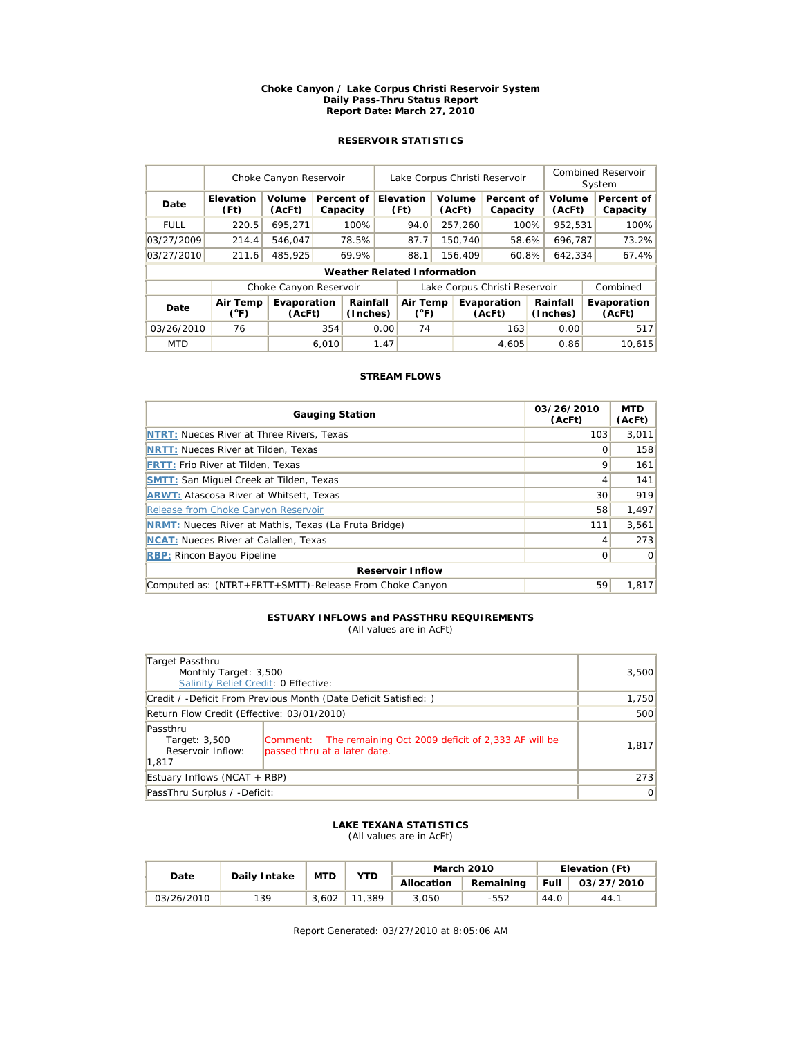**Choke Canyon / Lake Corpus Christi Reservoir System**
**Daily Pass-Thru Status Report**
**Report Date: March 27, 2010**

## RESERVOIR STATISTICS

| | Choke Canyon Reservoir | | | Lake Corpus Christi Reservoir | | | Combined Reservoir System | |
|---|---|---|---|---|---|---|---|---|
| **Date** | **Elevation (Ft)** | **Volume (AcFt)** | **Percent of Capacity** | **Elevation (Ft)** | **Volume (AcFt)** | **Percent of Capacity** | **Volume (AcFt)** | **Percent of Capacity** |
| FULL | 220.5 | 695,271 | 100% | 94.0 | 257,260 | 100% | 952,531 | 100% |
| 03/27/2009 | 214.4 | 546,047 | 78.5% | 87.7 | 150,740 | 58.6% | 696,787 | 73.2% |
| 03/27/2010 | 211.6 | 485,925 | 69.9% | 88.1 | 156,409 | 60.8% | 642,334 | 67.4% |

**Weather Related Information**

| | Choke Canyon Reservoir | | | Lake Corpus Christi Reservoir | | | Combined |
|---|---|---|---|---|---|---|---|
| **Date** | **Air Temp (°F)** | **Evaporation (AcFt)** | **Rainfall (Inches)** | **Air Temp (°F)** | **Evaporation (AcFt)** | **Rainfall (Inches)** | **Evaporation (AcFt)** |
| 03/26/2010 | 76 | 354 | 0.00 | 74 | 163 | 0.00 | 517 |
| MTD | | 6,010 | 1.47 | | 4,605 | 0.86 | 10,615 |

## STREAM FLOWS

| **Gauging Station** | **03/26/2010 (AcFt)** | **MTD (AcFt)** |
|---|---|---|
| **NTRT:** Nueces River at Three Rivers, Texas | 103 | 3,011 |
| **NRTT:** Nueces River at Tilden, Texas | 0 | 158 |
| **FRTT:** Frio River at Tilden, Texas | 9 | 161 |
| **SMTT:** San Miguel Creek at Tilden, Texas | 4 | 141 |
| **ARWT:** Atascosa River at Whitsett, Texas | 30 | 919 |
| Release from Choke Canyon Reservoir | 58 | 1,497 |
| **NRMT:** Nueces River at Mathis, Texas (La Fruta Bridge) | 111 | 3,561 |
| **NCAT:** Nueces River at Calallen, Texas | 4 | 273 |
| **RBP:** Rincon Bayou Pipeline | 0 | 0 |
| **Reservoir Inflow** | | |
| Computed as: (NTRT+FRTT+SMTT)-Release From Choke Canyon | 59 | 1,817 |

## ESTUARY INFLOWS and PASSTHRU REQUIREMENTS

(All values are in AcFt)

| | | |
|---|---|---|
| Target Passthru<br>Monthly Target: 3,500<br>Salinity Relief Credit: 0 Effective: | | 3,500 |
| Credit / -Deficit From Previous Month (Date Deficit Satisfied: ) | | 1,750 |
| Return Flow Credit (Effective: 03/01/2010) | | 500 |
| Passthru<br>Target: 3,500<br>Reservoir Inflow: 1,817 | Comment: The remaining Oct 2009 deficit of 2,333 AF will be passed thru at a later date. | 1,817 |
| Estuary Inflows (NCAT + RBP) | | 273 |
| PassThru Surplus / -Deficit: | | 0 |

## LAKE TEXANA STATISTICS

(All values are in AcFt)

| **Date** | **Daily Intake** | **MTD** | **YTD** | **March 2010** | | **Elevation (Ft)** | |
|---|---|---|---|---|---|---|---|
| | | | | **Allocation** | **Remaining** | **Full** | **03/27/2010** |
| 03/26/2010 | 139 | 3,602 | 11,389 | 3,050 | -552 | 44.0 | 44.1 |

Report Generated: 03/27/2010 at 8:05:06 AM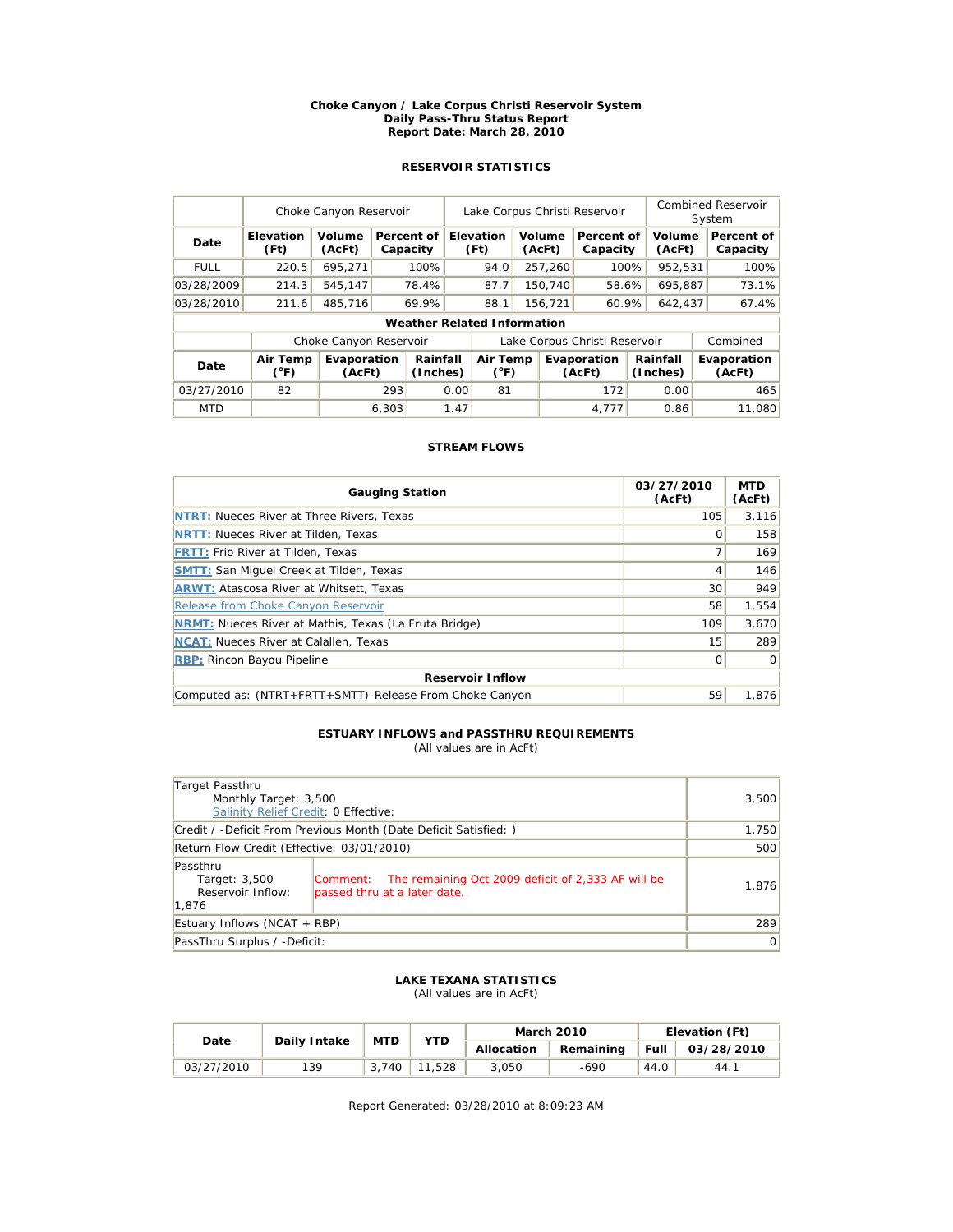**Choke Canyon / Lake Corpus Christi Reservoir System**
**Daily Pass-Thru Status Report**
**Report Date: March 28, 2010**

## RESERVOIR STATISTICS

| | Choke Canyon Reservoir | | | Lake Corpus Christi Reservoir | | | Combined Reservoir System | |
|---|---|---|---|---|---|---|---|---|
| **Date** | **Elevation (Ft)** | **Volume (AcFt)** | **Percent of Capacity** | **Elevation (Ft)** | **Volume (AcFt)** | **Percent of Capacity** | **Volume (AcFt)** | **Percent of Capacity** |
| FULL | 220.5 | 695,271 | 100% | 94.0 | 257,260 | 100% | 952,531 | 100% |
| 03/28/2009 | 214.3 | 545,147 | 78.4% | 87.7 | 150,740 | 58.6% | 695,887 | 73.1% |
| 03/28/2010 | 211.6 | 485,716 | 69.9% | 88.1 | 156,721 | 60.9% | 642,437 | 67.4% |

**Weather Related Information**

| | Choke Canyon Reservoir | | | Lake Corpus Christi Reservoir | | | Combined |
|---|---|---|---|---|---|---|---|
| **Date** | **Air Temp (°F)** | **Evaporation (AcFt)** | **Rainfall (Inches)** | **Air Temp (°F)** | **Evaporation (AcFt)** | **Rainfall (Inches)** | **Evaporation (AcFt)** |
| 03/27/2010 | 82 | 293 | 0.00 | 81 | 172 | 0.00 | 465 |
| MTD | | 6,303 | 1.47 | | 4,777 | 0.86 | 11,080 |

## STREAM FLOWS

| Gauging Station | 03/27/2010 (AcFt) | MTD (AcFt) |
|---|---|---|
| **NTRT:** Nueces River at Three Rivers, Texas | 105 | 3,116 |
| **NRTT:** Nueces River at Tilden, Texas | 0 | 158 |
| **FRTT:** Frio River at Tilden, Texas | 7 | 169 |
| **SMTT:** San Miguel Creek at Tilden, Texas | 4 | 146 |
| **ARWT:** Atascosa River at Whitsett, Texas | 30 | 949 |
| Release from Choke Canyon Reservoir | 58 | 1,554 |
| **NRMT:** Nueces River at Mathis, Texas (La Fruta Bridge) | 109 | 3,670 |
| **NCAT:** Nueces River at Calallen, Texas | 15 | 289 |
| **RBP:** Rincon Bayou Pipeline | 0 | 0 |
| **Reservoir Inflow** | | |
| Computed as: (NTRT+FRTT+SMTT)-Release From Choke Canyon | 59 | 1,876 |

## ESTUARY INFLOWS and PASSTHRU REQUIREMENTS

(All values are in AcFt)

| | | |
|---|---|---|
| Target Passthru<br>Monthly Target: 3,500<br>Salinity Relief Credit: 0 Effective: | | 3,500 |
| Credit / -Deficit From Previous Month (Date Deficit Satisfied: ) | | 1,750 |
| Return Flow Credit (Effective: 03/01/2010) | | 500 |
| Passthru<br>Target: 3,500<br>Reservoir Inflow: 1,876 | Comment: The remaining Oct 2009 deficit of 2,333 AF will be passed thru at a later date. | 1,876 |
| Estuary Inflows (NCAT + RBP) | | 289 |
| PassThru Surplus / -Deficit: | | 0 |

## LAKE TEXANA STATISTICS

(All values are in AcFt)

| Date | Daily Intake | MTD | YTD | March 2010 | | Elevation (Ft) | |
|---|---|---|---|---|---|---|---|
| | | | | **Allocation** | **Remaining** | **Full** | **03/28/2010** |
| 03/27/2010 | 139 | 3,740 | 11,528 | 3,050 | -690 | 44.0 | 44.1 |

Report Generated: 03/28/2010 at 8:09:23 AM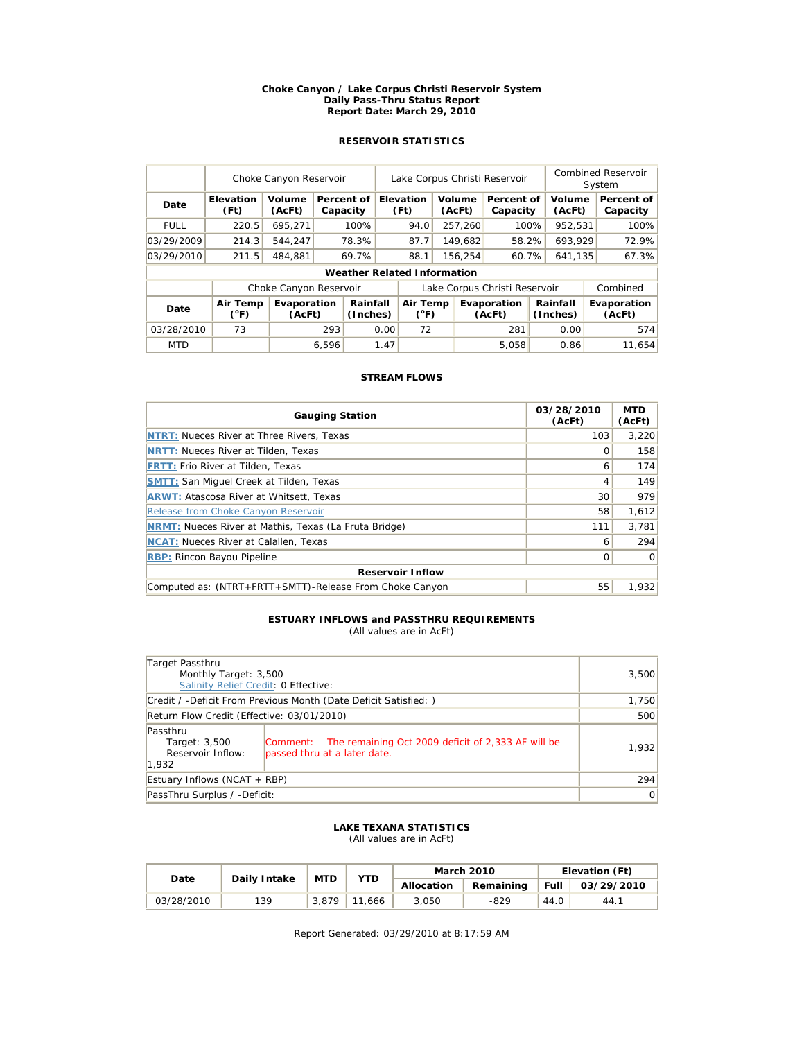**Choke Canyon / Lake Corpus Christi Reservoir System**
**Daily Pass-Thru Status Report**
**Report Date: March 29, 2010**

## RESERVOIR STATISTICS

| | Choke Canyon Reservoir | | | Lake Corpus Christi Reservoir | | | Combined Reservoir System | |
|---|---|---|---|---|---|---|---|---|
| **Date** | **Elevation (Ft)** | **Volume (AcFt)** | **Percent of Capacity** | **Elevation (Ft)** | **Volume (AcFt)** | **Percent of Capacity** | **Volume (AcFt)** | **Percent of Capacity** |
| FULL | 220.5 | 695,271 | 100% | 94.0 | 257,260 | 100% | 952,531 | 100% |
| 03/29/2009 | 214.3 | 544,247 | 78.3% | 87.7 | 149,682 | 58.2% | 693,929 | 72.9% |
| 03/29/2010 | 211.5 | 484,881 | 69.7% | 88.1 | 156,254 | 60.7% | 641,135 | 67.3% |

**Weather Related Information**

| | Choke Canyon Reservoir | | | Lake Corpus Christi Reservoir | | | Combined |
|---|---|---|---|---|---|---|---|
| **Date** | **Air Temp (°F)** | **Evaporation (AcFt)** | **Rainfall (Inches)** | **Air Temp (°F)** | **Evaporation (AcFt)** | **Rainfall (Inches)** | **Evaporation (AcFt)** |
| 03/28/2010 | 73 | 293 | 0.00 | 72 | 281 | 0.00 | 574 |
| MTD | | 6,596 | 1.47 | | 5,058 | 0.86 | 11,654 |

## STREAM FLOWS

| Gauging Station | 03/28/2010 (AcFt) | MTD (AcFt) |
|---|---|---|
| **NTRT:** Nueces River at Three Rivers, Texas | 103 | 3,220 |
| **NRTT:** Nueces River at Tilden, Texas | 0 | 158 |
| **FRTT:** Frio River at Tilden, Texas | 6 | 174 |
| **SMTT:** San Miguel Creek at Tilden, Texas | 4 | 149 |
| **ARWT:** Atascosa River at Whitsett, Texas | 30 | 979 |
| Release from Choke Canyon Reservoir | 58 | 1,612 |
| **NRMT:** Nueces River at Mathis, Texas (La Fruta Bridge) | 111 | 3,781 |
| **NCAT:** Nueces River at Calallen, Texas | 6 | 294 |
| **RBP:** Rincon Bayou Pipeline | 0 | 0 |
| **Reservoir Inflow** | | |
| Computed as: (NTRT+FRTT+SMTT)-Release From Choke Canyon | 55 | 1,932 |

## ESTUARY INFLOWS and PASSTHRU REQUIREMENTS

(All values are in AcFt)

| | | |
|---|---|---|
| Target Passthru<br>Monthly Target: 3,500<br>Salinity Relief Credit: 0 Effective: | | 3,500 |
| Credit / -Deficit From Previous Month (Date Deficit Satisfied: ) | | 1,750 |
| Return Flow Credit (Effective: 03/01/2010) | | 500 |
| Passthru<br>Target: 3,500<br>Reservoir Inflow: 1,932 | Comment: The remaining Oct 2009 deficit of 2,333 AF will be passed thru at a later date. | 1,932 |
| Estuary Inflows (NCAT + RBP) | | 294 |
| PassThru Surplus / -Deficit: | | 0 |

## LAKE TEXANA STATISTICS

(All values are in AcFt)

| Date | Daily Intake | MTD | YTD | March 2010 | | Elevation (Ft) | |
|---|---|---|---|---|---|---|---|
| | | | | **Allocation** | **Remaining** | **Full** | **03/29/2010** |
| 03/28/2010 | 139 | 3,879 | 11,666 | 3,050 | -829 | 44.0 | 44.1 |

Report Generated: 03/29/2010 at 8:17:59 AM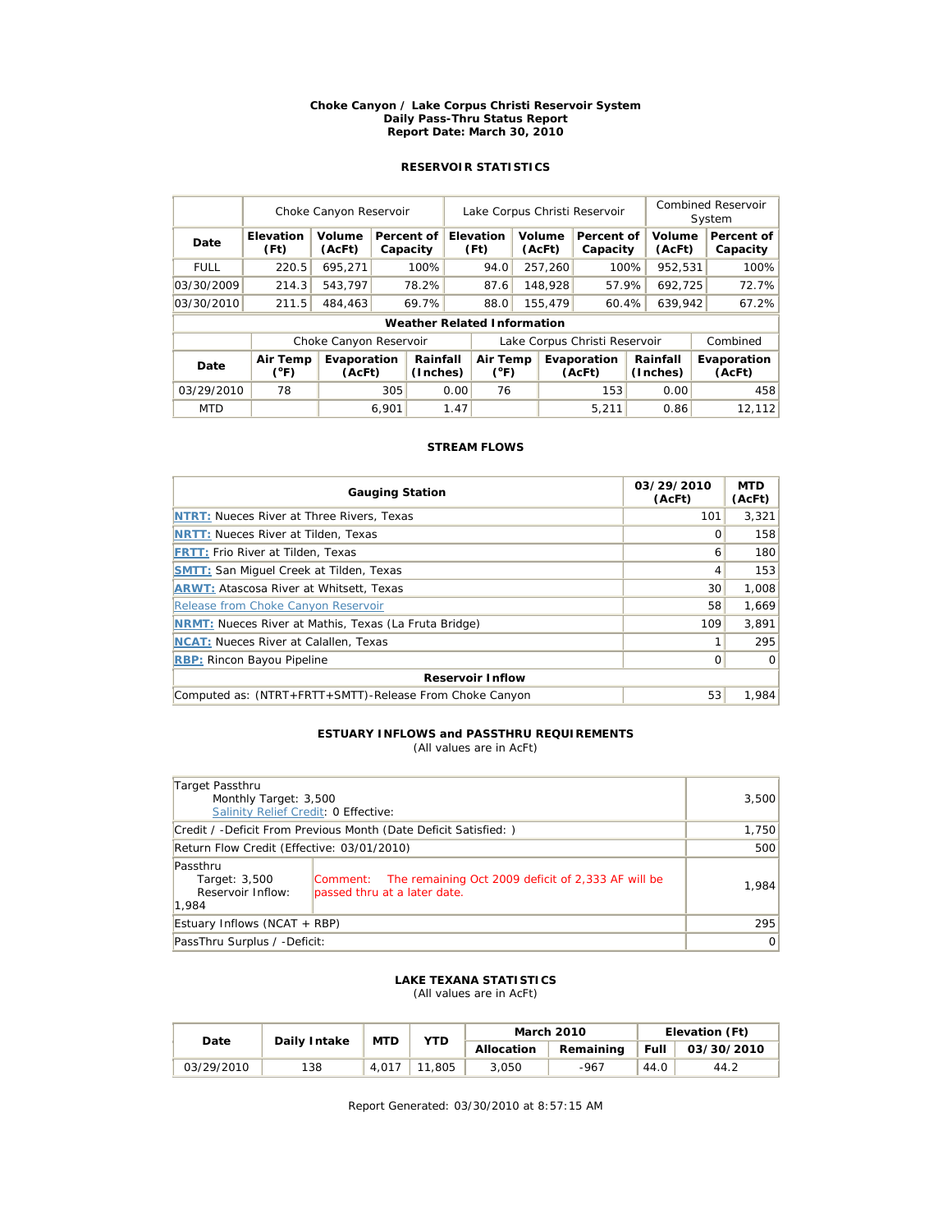**Choke Canyon / Lake Corpus Christi Reservoir System**
**Daily Pass-Thru Status Report**
**Report Date: March 30, 2010**

## RESERVOIR STATISTICS

| | Choke Canyon Reservoir | | | Lake Corpus Christi Reservoir | | | Combined Reservoir System | |
|---|---|---|---|---|---|---|---|---|
| **Date** | **Elevation (Ft)** | **Volume (AcFt)** | **Percent of Capacity** | **Elevation (Ft)** | **Volume (AcFt)** | **Percent of Capacity** | **Volume (AcFt)** | **Percent of Capacity** |
| FULL | 220.5 | 695,271 | 100% | 94.0 | 257,260 | 100% | 952,531 | 100% |
| 03/30/2009 | 214.3 | 543,797 | 78.2% | 87.6 | 148,928 | 57.9% | 692,725 | 72.7% |
| 03/30/2010 | 211.5 | 484,463 | 69.7% | 88.0 | 155,479 | 60.4% | 639,942 | 67.2% |

**Weather Related Information**

| | Choke Canyon Reservoir | | | Lake Corpus Christi Reservoir | | | Combined |
|---|---|---|---|---|---|---|---|
| **Date** | **Air Temp (°F)** | **Evaporation (AcFt)** | **Rainfall (Inches)** | **Air Temp (°F)** | **Evaporation (AcFt)** | **Rainfall (Inches)** | **Evaporation (AcFt)** |
| 03/29/2010 | 78 | 305 | 0.00 | 76 | 153 | 0.00 | 458 |
| MTD | | 6,901 | 1.47 | | 5,211 | 0.86 | 12,112 |

## STREAM FLOWS

| Gauging Station | 03/29/2010 (AcFt) | MTD (AcFt) |
|---|---|---|
| **NTRT:** Nueces River at Three Rivers, Texas | 101 | 3,321 |
| **NRTT:** Nueces River at Tilden, Texas | 0 | 158 |
| **FRTT:** Frio River at Tilden, Texas | 6 | 180 |
| **SMTT:** San Miguel Creek at Tilden, Texas | 4 | 153 |
| **ARWT:** Atascosa River at Whitsett, Texas | 30 | 1,008 |
| Release from Choke Canyon Reservoir | 58 | 1,669 |
| **NRMT:** Nueces River at Mathis, Texas (La Fruta Bridge) | 109 | 3,891 |
| **NCAT:** Nueces River at Calallen, Texas | 1 | 295 |
| **RBP:** Rincon Bayou Pipeline | 0 | 0 |
| **Reservoir Inflow** | | |
| Computed as: (NTRT+FRTT+SMTT)-Release From Choke Canyon | 53 | 1,984 |

## ESTUARY INFLOWS and PASSTHRU REQUIREMENTS

(All values are in AcFt)

| | | |
|---|---|---|
| Target Passthru<br>Monthly Target: 3,500<br>Salinity Relief Credit: 0 Effective: | | 3,500 |
| Credit / -Deficit From Previous Month (Date Deficit Satisfied: ) | | 1,750 |
| Return Flow Credit (Effective: 03/01/2010) | | 500 |
| Passthru<br>Target: 3,500<br>Reservoir Inflow: 1,984 | Comment: The remaining Oct 2009 deficit of 2,333 AF will be passed thru at a later date. | 1,984 |
| Estuary Inflows (NCAT + RBP) | | 295 |
| PassThru Surplus / -Deficit: | | 0 |

## LAKE TEXANA STATISTICS

(All values are in AcFt)

| Date | Daily Intake | MTD | YTD | March 2010 | | Elevation (Ft) | |
|---|---|---|---|---|---|---|---|
| | | | | **Allocation** | **Remaining** | **Full** | **03/30/2010** |
| 03/29/2010 | 138 | 4,017 | 11,805 | 3,050 | -967 | 44.0 | 44.2 |

Report Generated: 03/30/2010 at 8:57:15 AM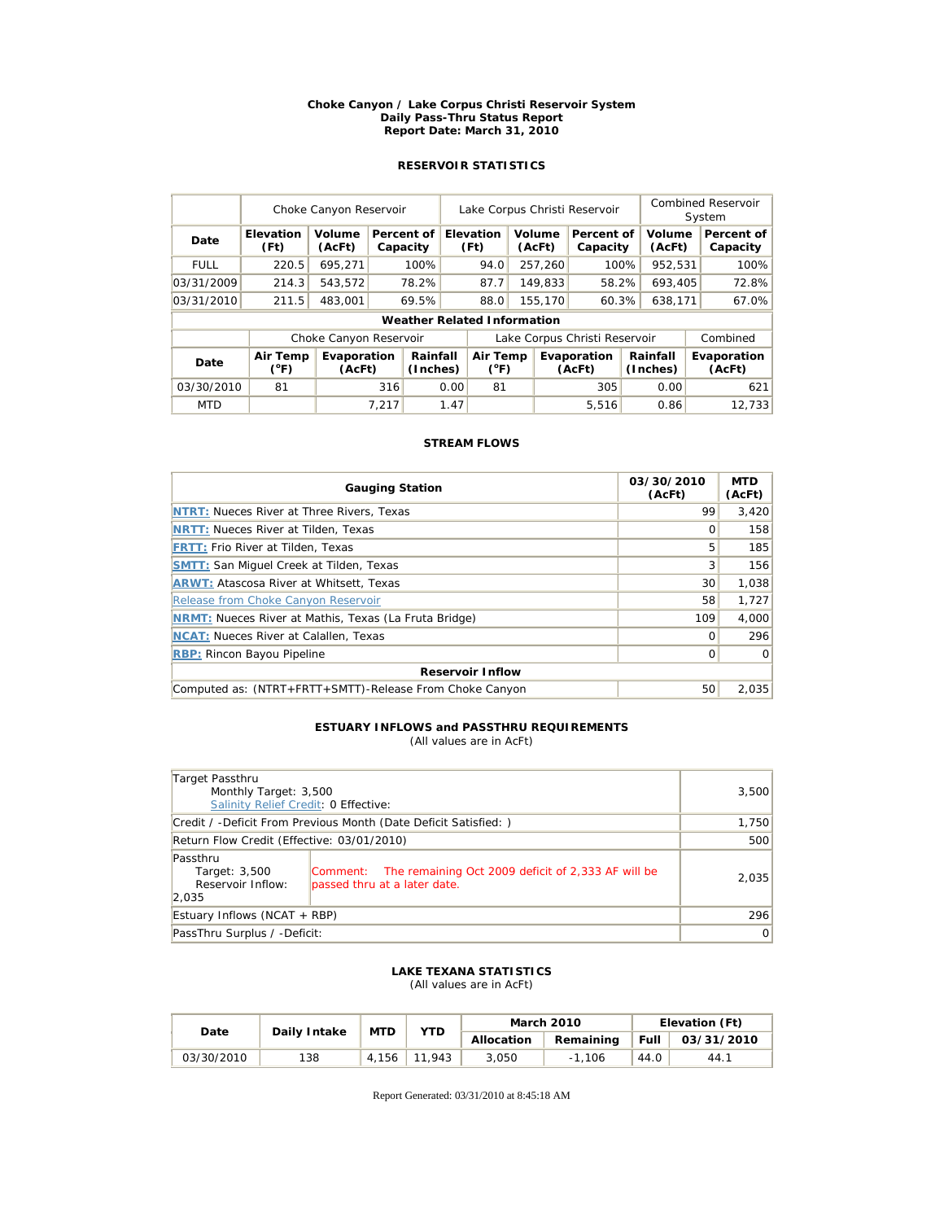**Choke Canyon / Lake Corpus Christi Reservoir System**
**Daily Pass-Thru Status Report**
**Report Date: March 31, 2010**

### RESERVOIR STATISTICS

| | Choke Canyon Reservoir | | | Lake Corpus Christi Reservoir | | | Combined Reservoir System | |
|---|---|---|---|---|---|---|---|---|
| **Date** | **Elevation (Ft)** | **Volume (AcFt)** | **Percent of Capacity** | **Elevation (Ft)** | **Volume (AcFt)** | **Percent of Capacity** | **Volume (AcFt)** | **Percent of Capacity** |
| FULL | 220.5 | 695,271 | 100% | 94.0 | 257,260 | 100% | 952,531 | 100% |
| 03/31/2009 | 214.3 | 543,572 | 78.2% | 87.7 | 149,833 | 58.2% | 693,405 | 72.8% |
| 03/31/2010 | 211.5 | 483,001 | 69.5% | 88.0 | 155,170 | 60.3% | 638,171 | 67.0% |

**Weather Related Information**

| | Choke Canyon Reservoir | | | Lake Corpus Christi Reservoir | | | Combined |
|---|---|---|---|---|---|---|---|
| **Date** | **Air Temp (°F)** | **Evaporation (AcFt)** | **Rainfall (Inches)** | **Air Temp (°F)** | **Evaporation (AcFt)** | **Rainfall (Inches)** | **Evaporation (AcFt)** |
| 03/30/2010 | 81 | 316 | 0.00 | 81 | 305 | 0.00 | 621 |
| MTD | | 7,217 | 1.47 | | 5,516 | 0.86 | 12,733 |

### STREAM FLOWS

| Gauging Station | 03/30/2010 (AcFt) | MTD (AcFt) |
|---|---|---|
| **NTRT:** Nueces River at Three Rivers, Texas | 99 | 3,420 |
| **NRTT:** Nueces River at Tilden, Texas | 0 | 158 |
| **FRTT:** Frio River at Tilden, Texas | 5 | 185 |
| **SMTT:** San Miguel Creek at Tilden, Texas | 3 | 156 |
| **ARWT:** Atascosa River at Whitsett, Texas | 30 | 1,038 |
| Release from Choke Canyon Reservoir | 58 | 1,727 |
| **NRMT:** Nueces River at Mathis, Texas (La Fruta Bridge) | 109 | 4,000 |
| **NCAT:** Nueces River at Calallen, Texas | 0 | 296 |
| **RBP:** Rincon Bayou Pipeline | 0 | 0 |
| **Reservoir Inflow** | | |
| Computed as: (NTRT+FRTT+SMTT)-Release From Choke Canyon | 50 | 2,035 |

### ESTUARY INFLOWS and PASSTHRU REQUIREMENTS
(All values are in AcFt)

| | | |
|---|---|---|
| Target Passthru<br>Monthly Target: 3,500<br>Salinity Relief Credit: 0 Effective: | | 3,500 |
| Credit / -Deficit From Previous Month (Date Deficit Satisfied: ) | | 1,750 |
| Return Flow Credit (Effective: 03/01/2010) | | 500 |
| Passthru<br>Target: 3,500<br>Reservoir Inflow: 2,035 | Comment: The remaining Oct 2009 deficit of 2,333 AF will be passed thru at a later date. | 2,035 |
| Estuary Inflows (NCAT + RBP) | | 296 |
| PassThru Surplus / -Deficit: | | 0 |

### LAKE TEXANA STATISTICS
(All values are in AcFt)

| Date | Daily Intake | MTD | YTD | March 2010 | | Elevation (Ft) | |
|---|---|---|---|---|---|---|---|
| | | | | **Allocation** | **Remaining** | **Full** | **03/31/2010** |
| 03/30/2010 | 138 | 4,156 | 11,943 | 3,050 | -1,106 | 44.0 | 44.1 |

Report Generated: 03/31/2010 at 8:45:18 AM